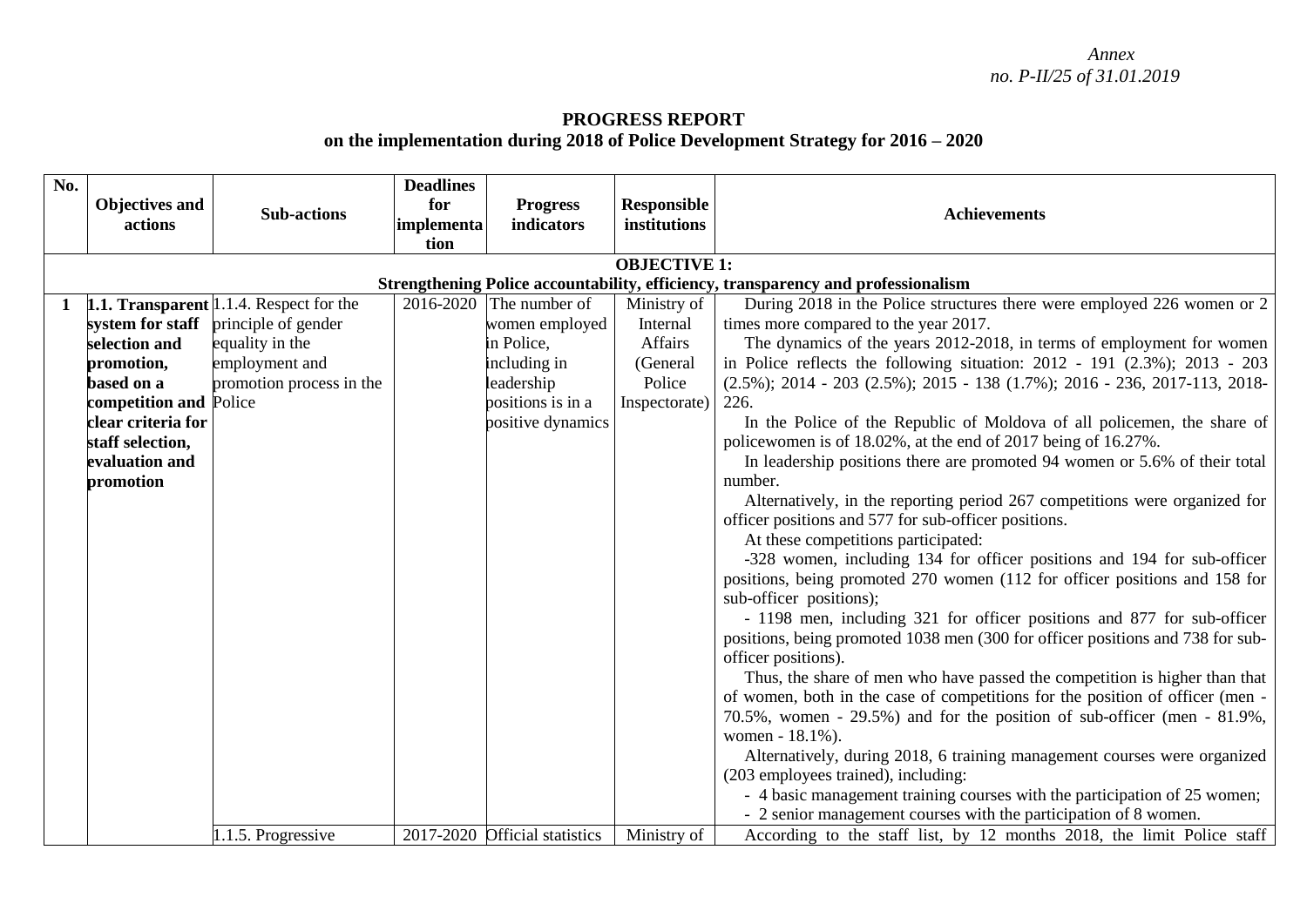*Annex*
*no. P-II/25 of 31.01.2019*

**PROGRESS REPORT**
**on the implementation during 2018 of Police Development Strategy for 2016 – 2020**

| No. | Objectives and actions | Sub-actions | Deadlines for implementation | Progress indicators | Responsible institutions | Achievements |
|---|---|---|---|---|---|---|
| **OBJECTIVE 1: Strengthening Police accountability, efficiency, transparency and professionalism** | | | | | | |
| 1 | **1.1. Transparent system for staff selection and promotion, based on a competition and clear criteria for staff selection, evaluation and promotion** | 1.1.4. Respect for the principle of gender equality in the employment and promotion process in the Police | 2016-2020 | The number of women employed in Police, including in leadership positions is in a positive dynamics | Ministry of Internal Affairs (General Police Inspectorate) | During 2018 in the Police structures there were employed 226 women or 2 times more compared to the year 2017.<br>The dynamics of the years 2012-2018, in terms of employment for women in Police reflects the following situation: 2012 - 191 (2.3%); 2013 - 203 (2.5%); 2014 - 203 (2.5%); 2015 - 138 (1.7%); 2016 - 236, 2017-113, 2018-226.<br>In the Police of the Republic of Moldova of all policemen, the share of policewomen is of 18.02%, at the end of 2017 being of 16.27%.<br>In leadership positions there are promoted 94 women or 5.6% of their total number.<br>Alternatively, in the reporting period 267 competitions were organized for officer positions and 577 for sub-officer positions.<br>At these competitions participated:<br>-328 women, including 134 for officer positions and 194 for sub-officer positions, being promoted 270 women (112 for officer positions and 158 for sub-officer positions);<br>- 1198 men, including 321 for officer positions and 877 for sub-officer positions, being promoted 1038 men (300 for officer positions and 738 for sub-officer positions).<br>Thus, the share of men who have passed the competition is higher than that of women, both in the case of competitions for the position of officer (men - 70.5%, women - 29.5%) and for the position of sub-officer (men - 81.9%, women - 18.1%).<br>Alternatively, during 2018, 6 training management courses were organized (203 employees trained), including:<br>- 4 basic management training courses with the participation of 25 women;<br>- 2 senior management courses with the participation of 8 women. |
| | | 1.1.5. Progressive | 2017-2020 | Official statistics | Ministry of | According to the staff list, by 12 months 2018, the limit Police staff |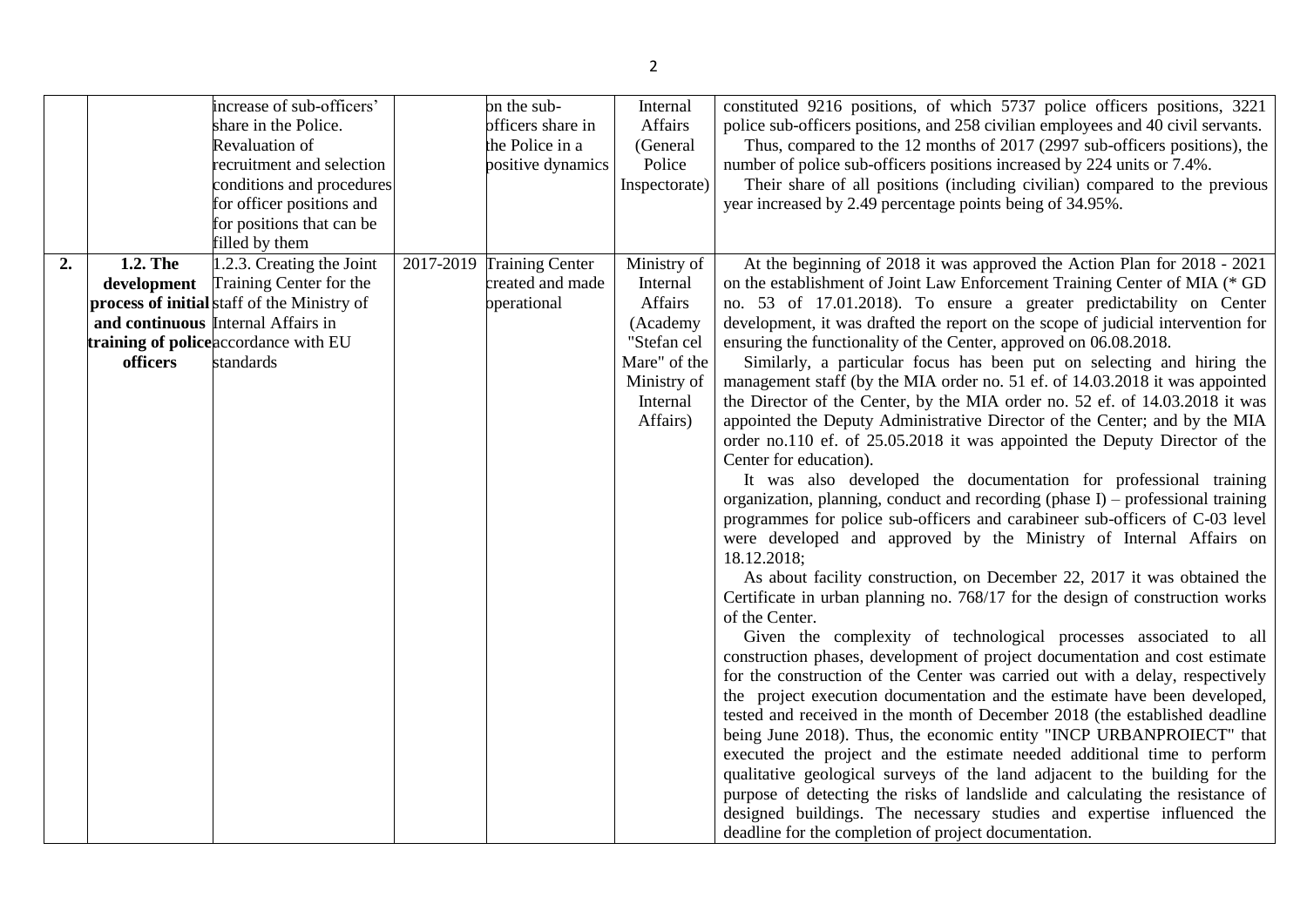| | | increase of sub-officers' share in the Police. Revaluation of recruitment and selection conditions and procedures for officer positions and for positions that can be filled by them | | on the sub-officers share in the Police in a positive dynamics | Internal Affairs (General Police Inspectorate) | constituted 9216 positions, of which 5737 police officers positions, 3221 police sub-officers positions, and 258 civilian employees and 40 civil servants.<br>Thus, compared to the 12 months of 2017 (2997 sub-officers positions), the number of police sub-officers positions increased by 224 units or 7.4%.<br>Their share of all positions (including civilian) compared to the previous year increased by 2.49 percentage points being of 34.95%. |
|---|---|---|---|---|---|---|
| **2.** | **1.2. The development process of initial and continuous training of police officers** | 1.2.3. Creating the Joint Training Center for the staff of the Ministry of Internal Affairs in accordance with EU standards | 2017-2019 | Training Center created and made operational | Ministry of Internal Affairs (Academy "Stefan cel Mare" of the Ministry of Internal Affairs) | At the beginning of 2018 it was approved the Action Plan for 2018 - 2021 on the establishment of Joint Law Enforcement Training Center of MIA (* GD no. 53 of 17.01.2018). To ensure a greater predictability on Center development, it was drafted the report on the scope of judicial intervention for ensuring the functionality of the Center, approved on 06.08.2018.<br>Similarly, a particular focus has been put on selecting and hiring the management staff (by the MIA order no. 51 ef. of 14.03.2018 it was appointed the Director of the Center, by the MIA order no. 52 ef. of 14.03.2018 it was appointed the Deputy Administrative Director of the Center; and by the MIA order no.110 ef. of 25.05.2018 it was appointed the Deputy Director of the Center for education).<br>It was also developed the documentation for professional training organization, planning, conduct and recording (phase I) – professional training programmes for police sub-officers and carabineer sub-officers of C-03 level were developed and approved by the Ministry of Internal Affairs on 18.12.2018;<br>As about facility construction, on December 22, 2017 it was obtained the Certificate in urban planning no. 768/17 for the design of construction works of the Center.<br>Given the complexity of technological processes associated to all construction phases, development of project documentation and cost estimate for the construction of the Center was carried out with a delay, respectively the project execution documentation and the estimate have been developed, tested and received in the month of December 2018 (the established deadline being June 2018). Thus, the economic entity "INCP URBANPROIECT" that executed the project and the estimate needed additional time to perform qualitative geological surveys of the land adjacent to the building for the purpose of detecting the risks of landslide and calculating the resistance of designed buildings. The necessary studies and expertise influenced the deadline for the completion of project documentation. |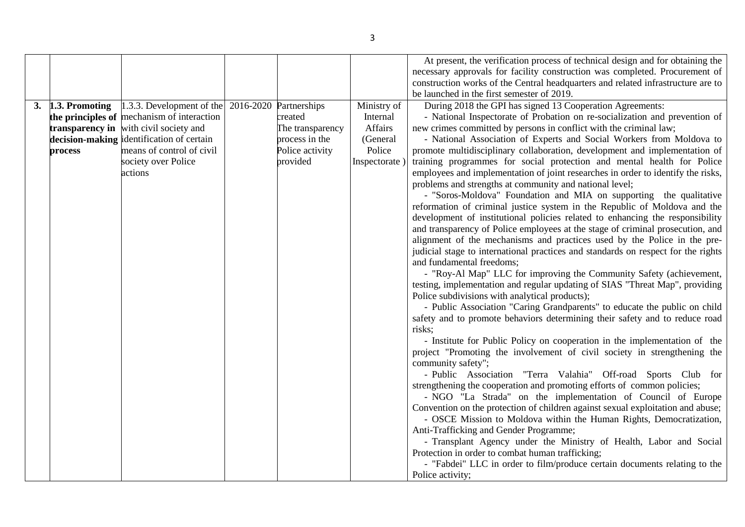| | | | | | | |
|---|---|---|---|---|---|---|
| | | | | | | At present, the verification process of technical design and for obtaining the necessary approvals for facility construction was completed. Procurement of construction works of the Central headquarters and related infrastructure are to be launched in the first semester of 2019. |
| **3.** | **1.3. Promoting the principles of transparency in decision-making process** | 1.3.3. Development of the mechanism of interaction with civil society and identification of certain means of control of civil society over Police actions | 2016-2020 | Partnerships created The transparency process in the Police activity provided | Ministry of Internal Affairs (General Police Inspectorate ) | During 2018 the GPI has signed 13 Cooperation Agreements:<br>- National Inspectorate of Probation on re-socialization and prevention of new crimes committed by persons in conflict with the criminal law;<br>- National Association of Experts and Social Workers from Moldova to promote multidisciplinary collaboration, development and implementation of training programmes for social protection and mental health for Police employees and implementation of joint researches in order to identify the risks, problems and strengths at community and national level;<br>- "Soros-Moldova" Foundation and MIA on supporting the qualitative reformation of criminal justice system in the Republic of Moldova and the development of institutional policies related to enhancing the responsibility and transparency of Police employees at the stage of criminal prosecution, and alignment of the mechanisms and practices used by the Police in the pre-judicial stage to international practices and standards on respect for the rights and fundamental freedoms;<br>- "Roy-Al Map" LLC for improving the Community Safety (achievement, testing, implementation and regular updating of SIAS "Threat Map", providing Police subdivisions with analytical products);<br>- Public Association "Caring Grandparents" to educate the public on child safety and to promote behaviors determining their safety and to reduce road risks;<br>- Institute for Public Policy on cooperation in the implementation of the project "Promoting the involvement of civil society in strengthening the community safety";<br>- Public Association "Terra Valahia" Off-road Sports Club for strengthening the cooperation and promoting efforts of common policies;<br>- NGO "La Strada" on the implementation of Council of Europe Convention on the protection of children against sexual exploitation and abuse;<br>- OSCE Mission to Moldova within the Human Rights, Democratization, Anti-Trafficking and Gender Programme;<br>- Transplant Agency under the Ministry of Health, Labor and Social Protection in order to combat human trafficking;<br>- "Fabdei" LLC in order to film/produce certain documents relating to the Police activity; |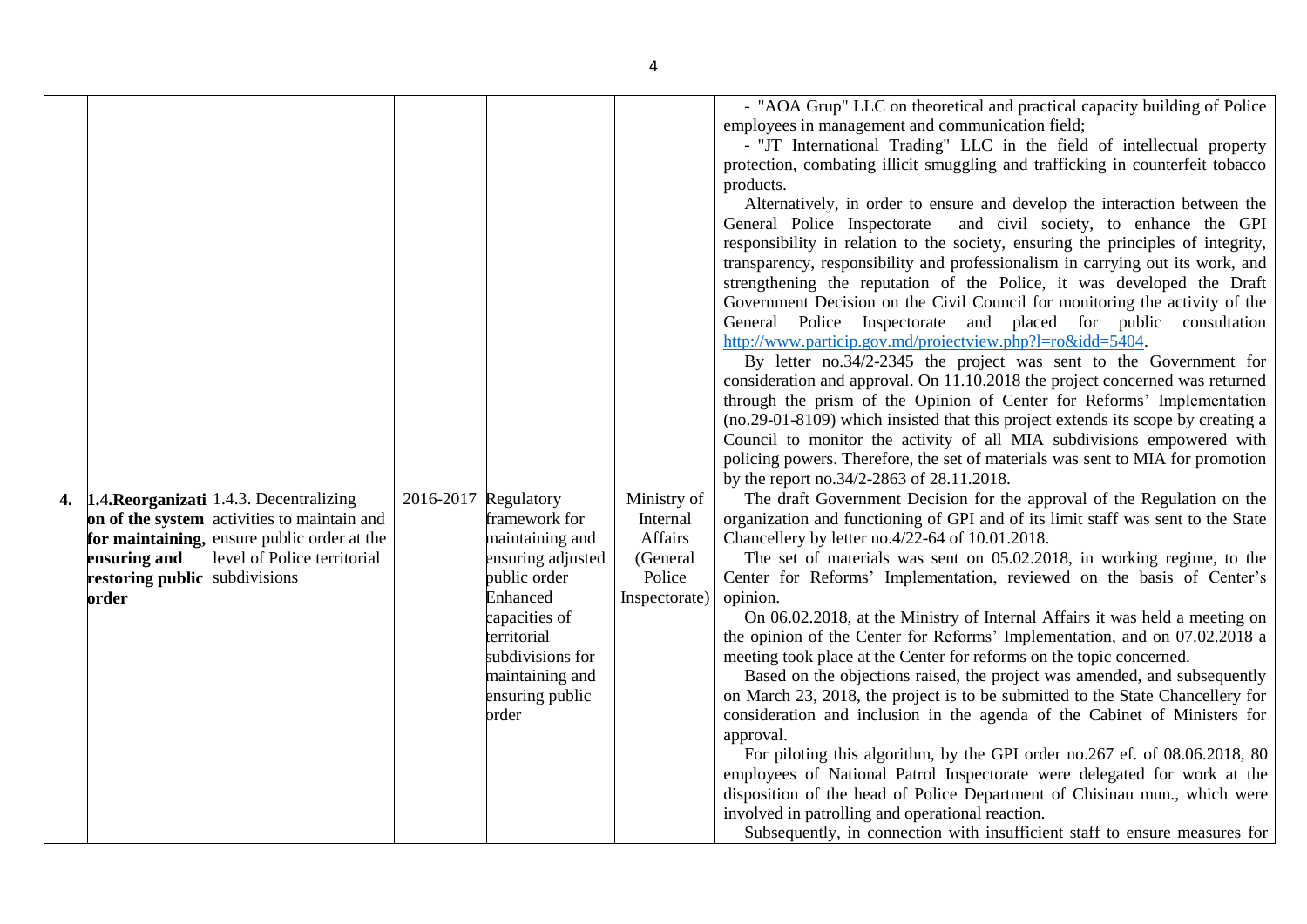| | | | | | | |
|---|---|---|---|---|---|---|
| | | | | | | - "AOA Grup" LLC on theoretical and practical capacity building of Police employees in management and communication field;<br>- "JT International Trading" LLC in the field of intellectual property protection, combating illicit smuggling and trafficking in counterfeit tobacco products.<br>Alternatively, in order to ensure and develop the interaction between the General Police Inspectorate and civil society, to enhance the GPI responsibility in relation to the society, ensuring the principles of integrity, transparency, responsibility and professionalism in carrying out its work, and strengthening the reputation of the Police, it was developed the Draft Government Decision on the Civil Council for monitoring the activity of the General Police Inspectorate and placed for public consultation http://www.particip.gov.md/proiectview.php?l=ro&idd=5404.<br>By letter no.34/2-2345 the project was sent to the Government for consideration and approval. On 11.10.2018 the project concerned was returned through the prism of the Opinion of Center for Reforms' Implementation (no.29-01-8109) which insisted that this project extends its scope by creating a Council to monitor the activity of all MIA subdivisions empowered with policing powers. Therefore, the set of materials was sent to MIA for promotion by the report no.34/2-2863 of 28.11.2018. |
| **4.** | **1.4.Reorganization of the system for maintaining, ensuring and restoring public order** | 1.4.3. Decentralizing activities to maintain and ensure public order at the level of Police territorial subdivisions | 2016-2017 | Regulatory framework for maintaining and ensuring adjusted public order<br>Enhanced capacities of territorial subdivisions for maintaining and ensuring public order | Ministry of Internal Affairs (General Police Inspectorate) | The draft Government Decision for the approval of the Regulation on the organization and functioning of GPI and of its limit staff was sent to the State Chancellery by letter no.4/22-64 of 10.01.2018.<br>The set of materials was sent on 05.02.2018, in working regime, to the Center for Reforms' Implementation, reviewed on the basis of Center's opinion.<br>On 06.02.2018, at the Ministry of Internal Affairs it was held a meeting on the opinion of the Center for Reforms' Implementation, and on 07.02.2018 a meeting took place at the Center for reforms on the topic concerned.<br>Based on the objections raised, the project was amended, and subsequently on March 23, 2018, the project is to be submitted to the State Chancellery for consideration and inclusion in the agenda of the Cabinet of Ministers for approval.<br>For piloting this algorithm, by the GPI order no.267 ef. of 08.06.2018, 80 employees of National Patrol Inspectorate were delegated for work at the disposition of the head of Police Department of Chisinau mun., which were involved in patrolling and operational reaction.<br>Subsequently, in connection with insufficient staff to ensure measures for |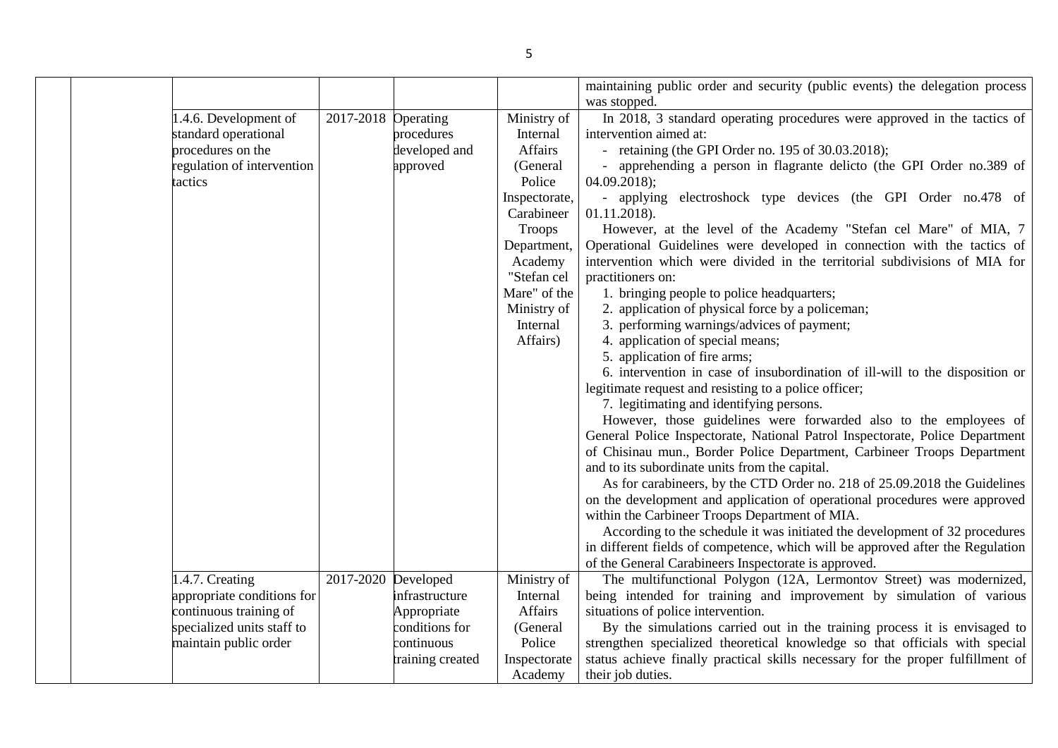| | | | | | | |
|---|---|---|---|---|---|---|
| | | | | | | maintaining public order and security (public events) the delegation process was stopped. |
| | | 1.4.6. Development of standard operational procedures on the regulation of intervention tactics | 2017-2018 | Operating procedures developed and approved | Ministry of Internal Affairs (General Police Inspectorate, Carabineer Troops Department, Academy "Stefan cel Mare" of the Ministry of Internal Affairs) | In 2018, 3 standard operating procedures were approved in the tactics of intervention aimed at:<br>- retaining (the GPI Order no. 195 of 30.03.2018);<br>- apprehending a person in flagrante delicto (the GPI Order no.389 of 04.09.2018);<br>- applying electroshock type devices (the GPI Order no.478 of 01.11.2018).<br>However, at the level of the Academy "Stefan cel Mare" of MIA, 7 Operational Guidelines were developed in connection with the tactics of intervention which were divided in the territorial subdivisions of MIA for practitioners on:<br>1. bringing people to police headquarters;<br>2. application of physical force by a policeman;<br>3. performing warnings/advices of payment;<br>4. application of special means;<br>5. application of fire arms;<br>6. intervention in case of insubordination of ill-will to the disposition or legitimate request and resisting to a police officer;<br>7. legitimating and identifying persons.<br>However, those guidelines were forwarded also to the employees of General Police Inspectorate, National Patrol Inspectorate, Police Department of Chisinau mun., Border Police Department, Carbineer Troops Department and to its subordinate units from the capital.<br>As for carabineers, by the CTD Order no. 218 of 25.09.2018 the Guidelines on the development and application of operational procedures were approved within the Carbineer Troops Department of MIA.<br>According to the schedule it was initiated the development of 32 procedures in different fields of competence, which will be approved after the Regulation of the General Carabineers Inspectorate is approved. |
| | | 1.4.7. Creating appropriate conditions for continuous training of specialized units staff to maintain public order | 2017-2020 | Developed infrastructure Appropriate conditions for continuous training created | Ministry of Internal Affairs (General Police Inspectorate Academy | The multifunctional Polygon (12A, Lermontov Street) was modernized, being intended for training and improvement by simulation of various situations of police intervention.<br>By the simulations carried out in the training process it is envisaged to strengthen specialized theoretical knowledge so that officials with special status achieve finally practical skills necessary for the proper fulfillment of their job duties. |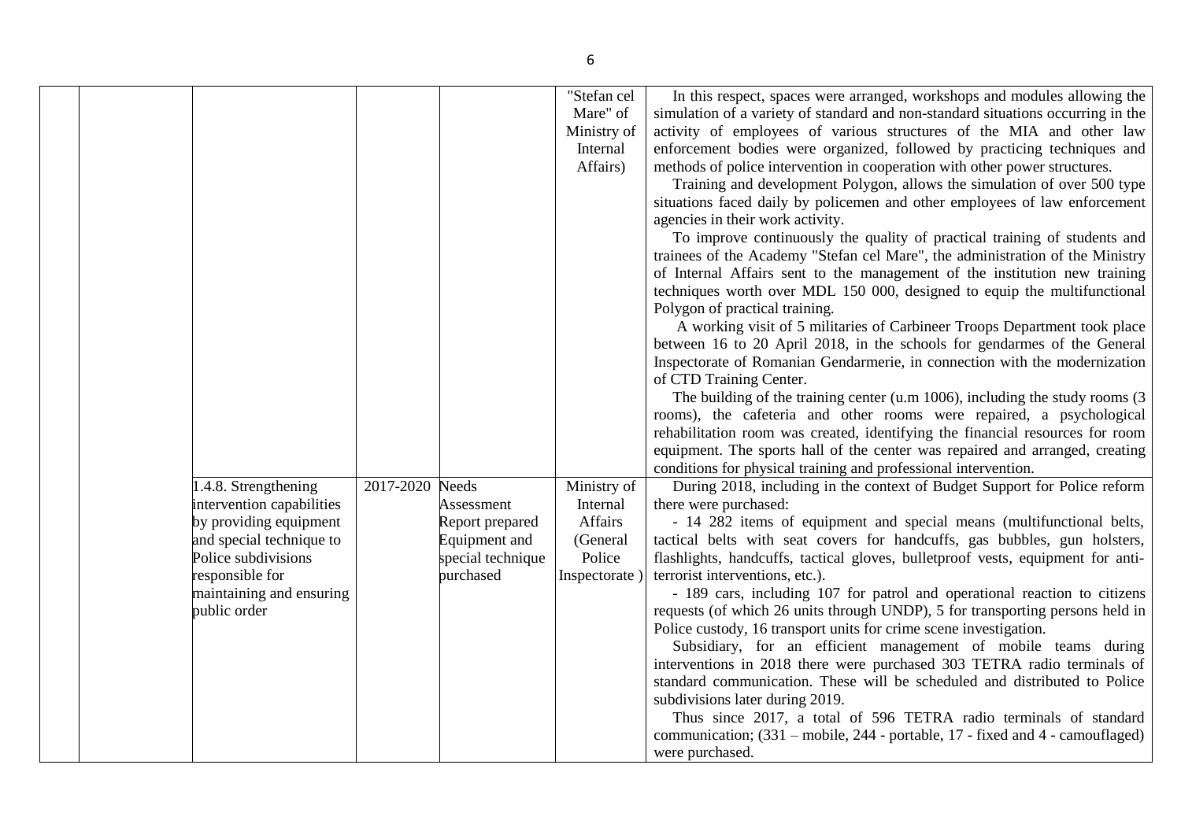| | | | | | | |
|---|---|---|---|---|---|---|
| | | | | | "Stefan cel Mare" of Ministry of Internal Affairs) | In this respect, spaces were arranged, workshops and modules allowing the simulation of a variety of standard and non-standard situations occurring in the activity of employees of various structures of the MIA and other law enforcement bodies were organized, followed by practicing techniques and methods of police intervention in cooperation with other power structures.<br>Training and development Polygon, allows the simulation of over 500 type situations faced daily by policemen and other employees of law enforcement agencies in their work activity.<br>To improve continuously the quality of practical training of students and trainees of the Academy "Stefan cel Mare", the administration of the Ministry of Internal Affairs sent to the management of the institution new training techniques worth over MDL 150 000, designed to equip the multifunctional Polygon of practical training.<br>A working visit of 5 militaries of Carbineer Troops Department took place between 16 to 20 April 2018, in the schools for gendarmes of the General Inspectorate of Romanian Gendarmerie, in connection with the modernization of CTD Training Center.<br>The building of the training center (u.m 1006), including the study rooms (3 rooms), the cafeteria and other rooms were repaired, a psychological rehabilitation room was created, identifying the financial resources for room equipment. The sports hall of the center was repaired and arranged, creating conditions for physical training and professional intervention. |
| | | 1.4.8. Strengthening intervention capabilities by providing equipment and special technique to Police subdivisions responsible for maintaining and ensuring public order | 2017-2020 | Needs Assessment Report prepared Equipment and special technique purchased | Ministry of Internal Affairs (General Police Inspectorate ) | During 2018, including in the context of Budget Support for Police reform there were purchased:<br>- 14 282 items of equipment and special means (multifunctional belts, tactical belts with seat covers for handcuffs, gas bubbles, gun holsters, flashlights, handcuffs, tactical gloves, bulletproof vests, equipment for anti-terrorist interventions, etc.).<br>- 189 cars, including 107 for patrol and operational reaction to citizens requests (of which 26 units through UNDP), 5 for transporting persons held in Police custody, 16 transport units for crime scene investigation.<br>Subsidiary, for an efficient management of mobile teams during interventions in 2018 there were purchased 303 TETRA radio terminals of standard communication. These will be scheduled and distributed to Police subdivisions later during 2019.<br>Thus since 2017, a total of 596 TETRA radio terminals of standard communication; (331 – mobile, 244 - portable, 17 - fixed and 4 - camouflaged) were purchased. |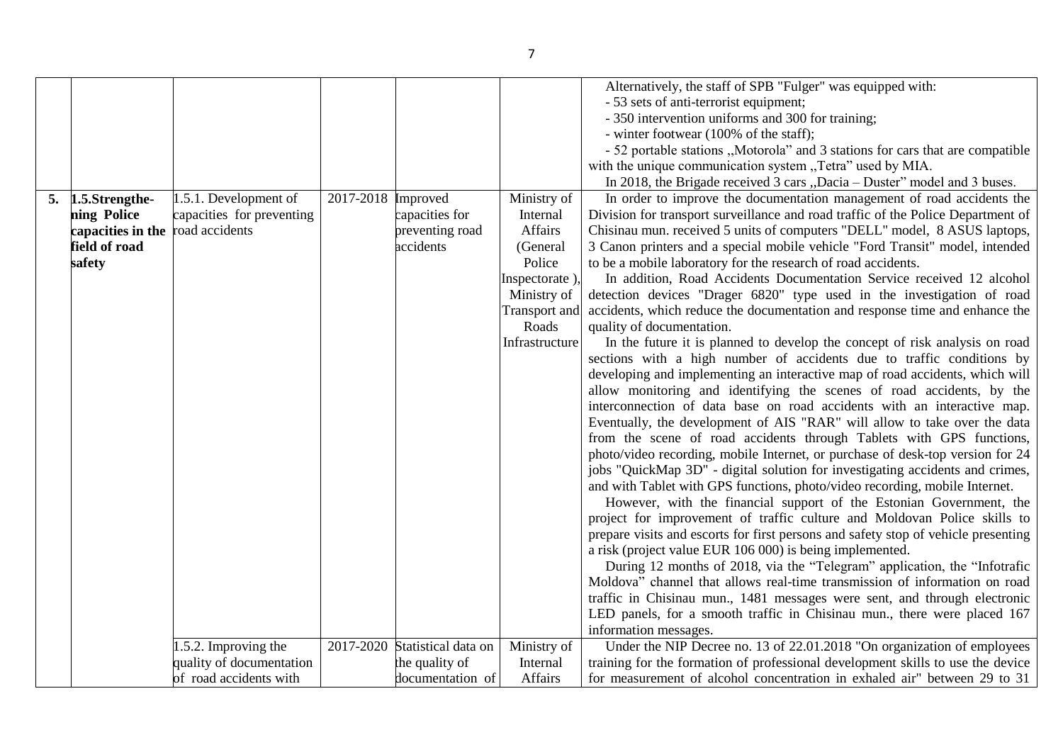| | | | | | | |
|---|---|---|---|---|---|---|
| | | | | | | Alternatively, the staff of SPB "Fulger" was equipped with:<br>- 53 sets of anti-terrorist equipment;<br>- 350 intervention uniforms and 300 for training;<br>- winter footwear (100% of the staff);<br>- 52 portable stations ,,Motorola" and 3 stations for cars that are compatible with the unique communication system ,,Tetra" used by MIA.<br>In 2018, the Brigade received 3 cars ,,Dacia – Duster" model and 3 buses. |
| **5.** | **1.5.Strengthe-ning Police capacities in the field of road safety** | 1.5.1. Development of capacities for preventing road accidents | 2017-2018 | Improved capacities for preventing road accidents | Ministry of Internal Affairs (General Police Inspectorate ), Ministry of Transport and Roads Infrastructure | In order to improve the documentation management of road accidents the Division for transport surveillance and road traffic of the Police Department of Chisinau mun. received 5 units of computers "DELL" model, 8 ASUS laptops, 3 Canon printers and a special mobile vehicle "Ford Transit" model, intended to be a mobile laboratory for the research of road accidents.<br>In addition, Road Accidents Documentation Service received 12 alcohol detection devices "Drager 6820" type used in the investigation of road accidents, which reduce the documentation and response time and enhance the quality of documentation.<br>In the future it is planned to develop the concept of risk analysis on road sections with a high number of accidents due to traffic conditions by developing and implementing an interactive map of road accidents, which will allow monitoring and identifying the scenes of road accidents, by the interconnection of data base on road accidents with an interactive map. Eventually, the development of AIS "RAR" will allow to take over the data from the scene of road accidents through Tablets with GPS functions, photo/video recording, mobile Internet, or purchase of desk-top version for 24 jobs "QuickMap 3D" - digital solution for investigating accidents and crimes, and with Tablet with GPS functions, photo/video recording, mobile Internet.<br>However, with the financial support of the Estonian Government, the project for improvement of traffic culture and Moldovan Police skills to prepare visits and escorts for first persons and safety stop of vehicle presenting a risk (project value EUR 106 000) is being implemented.<br>During 12 months of 2018, via the "Telegram" application, the "Infotrafic Moldova" channel that allows real-time transmission of information on road traffic in Chisinau mun., 1481 messages were sent, and through electronic LED panels, for a smooth traffic in Chisinau mun., there were placed 167 information messages. |
| | | 1.5.2. Improving the quality of documentation of road accidents with | 2017-2020 | Statistical data on the quality of documentation of | Ministry of Internal Affairs | Under the NIP Decree no. 13 of 22.01.2018 "On organization of employees training for the formation of professional development skills to use the device for measurement of alcohol concentration in exhaled air" between 29 to 31 |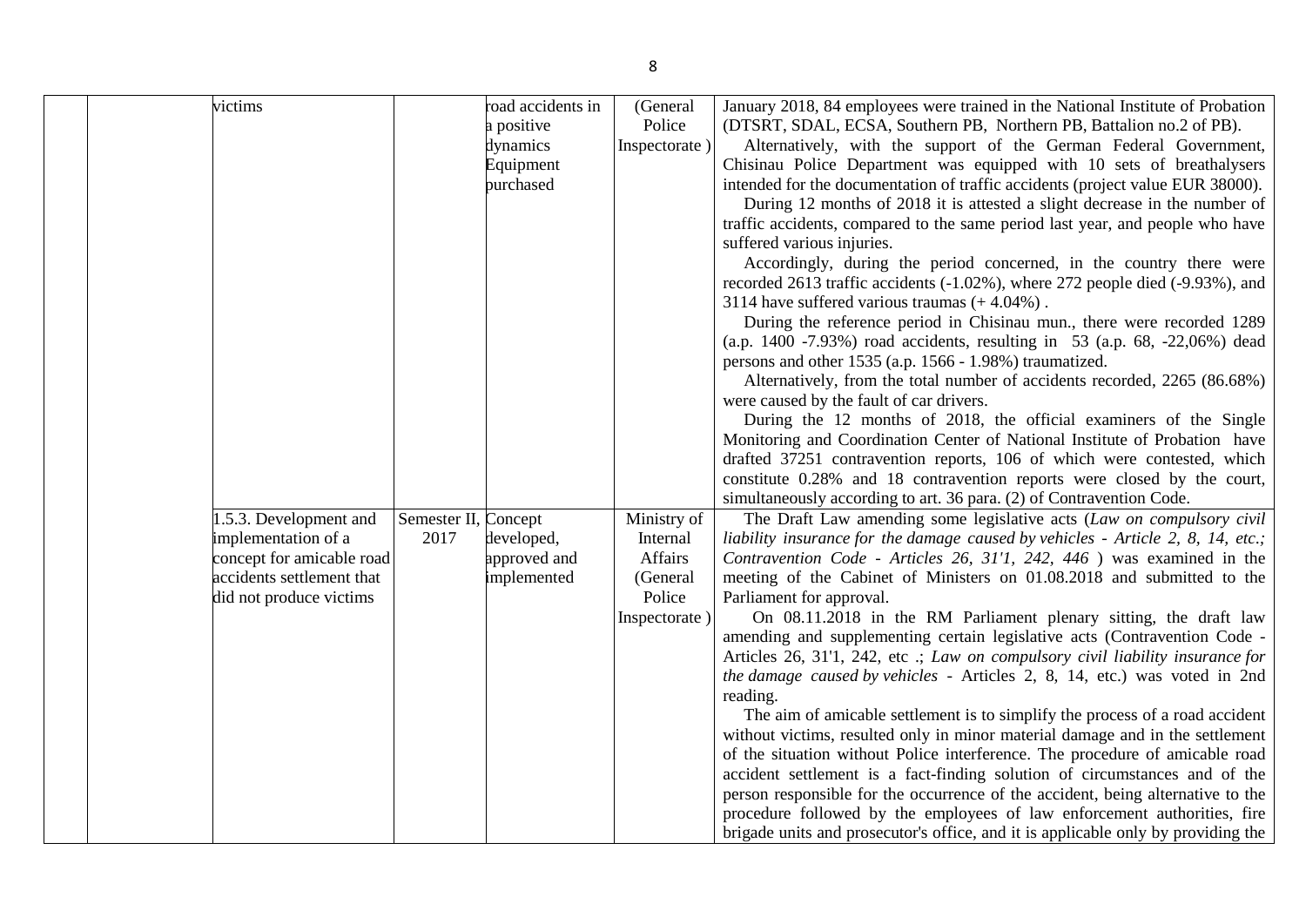| | | | | | | |
|---|---|---|---|---|---|---|
| | | victims | | road accidents in a positive dynamics<br>Equipment purchased | (General Police Inspectorate ) | January 2018, 84 employees were trained in the National Institute of Probation (DTSRT, SDAL, ECSA, Southern PB, Northern PB, Battalion no.2 of PB).<br>Alternatively, with the support of the German Federal Government, Chisinau Police Department was equipped with 10 sets of breathalysers intended for the documentation of traffic accidents (project value EUR 38000).<br>During 12 months of 2018 it is attested a slight decrease in the number of traffic accidents, compared to the same period last year, and people who have suffered various injuries.<br>Accordingly, during the period concerned, in the country there were recorded 2613 traffic accidents (-1.02%), where 272 people died (-9.93%), and 3114 have suffered various traumas (+ 4.04%) .<br>During the reference period in Chisinau mun., there were recorded 1289 (a.p. 1400 -7.93%) road accidents, resulting in 53 (a.p. 68, -22,06%) dead persons and other 1535 (a.p. 1566 - 1.98%) traumatized.<br>Alternatively, from the total number of accidents recorded, 2265 (86.68%) were caused by the fault of car drivers.<br>During the 12 months of 2018, the official examiners of the Single Monitoring and Coordination Center of National Institute of Probation have drafted 37251 contravention reports, 106 of which were contested, which constitute 0.28% and 18 contravention reports were closed by the court, simultaneously according to art. 36 para. (2) of Contravention Code. |
| | | 1.5.3. Development and implementation of a concept for amicable road accidents settlement that did not produce victims | Semester II, 2017 | Concept developed, approved and implemented | Ministry of Internal Affairs (General Police Inspectorate ) | The Draft Law amending some legislative acts (*Law on compulsory civil liability insurance for the damage caused by vehicles - Article 2, 8, 14, etc.; Contravention Code - Articles 26, 31'1, 242, 446* ) was examined in the meeting of the Cabinet of Ministers on 01.08.2018 and submitted to the Parliament for approval.<br>On 08.11.2018 in the RM Parliament plenary sitting, the draft law amending and supplementing certain legislative acts (Contravention Code - Articles 26, 31'1, 242, etc .; *Law on compulsory civil liability insurance for the damage caused by vehicles* - Articles 2, 8, 14, etc.) was voted in 2nd reading.<br>The aim of amicable settlement is to simplify the process of a road accident without victims, resulted only in minor material damage and in the settlement of the situation without Police interference. The procedure of amicable road accident settlement is a fact-finding solution of circumstances and of the person responsible for the occurrence of the accident, being alternative to the procedure followed by the employees of law enforcement authorities, fire brigade units and prosecutor's office, and it is applicable only by providing the |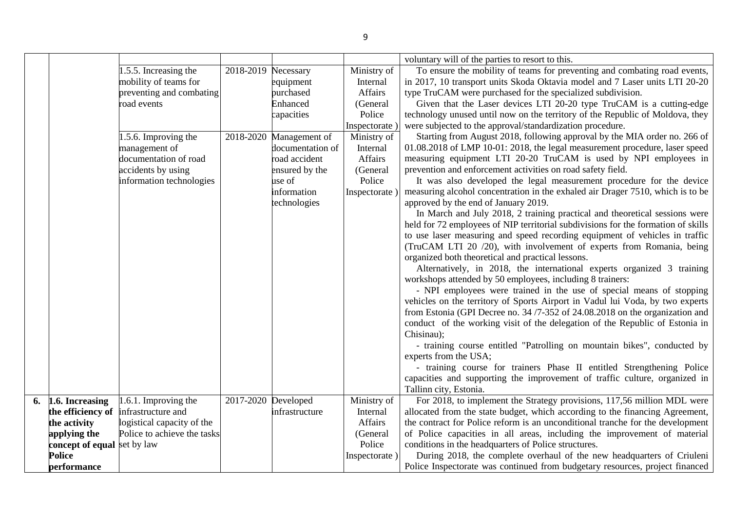| | | | | | | |
|---|---|---|---|---|---|---|
| | | | | | | voluntary will of the parties to resort to this. |
| | | 1.5.5. Increasing the mobility of teams for preventing and combating road events | 2018-2019 | Necessary equipment purchased<br>Enhanced capacities | Ministry of Internal Affairs (General Police Inspectorate ) | To ensure the mobility of teams for preventing and combating road events, in 2017, 10 transport units Skoda Oktavia model and 7 Laser units LTI 20-20 type TruCAM were purchased for the specialized subdivision.<br>Given that the Laser devices LTI 20-20 type TruCAM is a cutting-edge technology unused until now on the territory of the Republic of Moldova, they were subjected to the approval/standardization procedure. |
| | | 1.5.6. Improving the management of documentation of road accidents by using information technologies | 2018-2020 | Management of documentation of road accident ensured by the use of information technologies | Ministry of Internal Affairs (General Police Inspectorate ) | Starting from August 2018, following approval by the MIA order no. 266 of 01.08.2018 of LMP 10-01: 2018, the legal measurement procedure, laser speed measuring equipment LTI 20-20 TruCAM is used by NPI employees in prevention and enforcement activities on road safety field.<br>It was also developed the legal measurement procedure for the device measuring alcohol concentration in the exhaled air Drager 7510, which is to be approved by the end of January 2019.<br>In March and July 2018, 2 training practical and theoretical sessions were held for 72 employees of NIP territorial subdivisions for the formation of skills to use laser measuring and speed recording equipment of vehicles in traffic (TruCAM LTI 20 /20), with involvement of experts from Romania, being organized both theoretical and practical lessons.<br>Alternatively, in 2018, the international experts organized 3 training workshops attended by 50 employees, including 8 trainers:<br>- NPI employees were trained in the use of special means of stopping vehicles on the territory of Sports Airport in Vadul lui Voda, by two experts from Estonia (GPI Decree no. 34 /7-352 of 24.08.2018 on the organization and conduct of the working visit of the delegation of the Republic of Estonia in Chisinau);<br>- training course entitled "Patrolling on mountain bikes", conducted by experts from the USA;<br>- training course for trainers Phase II entitled Strengthening Police capacities and supporting the improvement of traffic culture, organized in Tallinn city, Estonia. |
| **6.** | **1.6. Increasing the efficiency of the activity applying the concept of equal Police performance** | 1.6.1. Improving the infrastructure and logistical capacity of the Police to achieve the tasks set by law | 2017-2020 | Developed infrastructure | Ministry of Internal Affairs (General Police Inspectorate ) | For 2018, to implement the Strategy provisions, 117,56 million MDL were allocated from the state budget, which according to the financing Agreement, the contract for Police reform is an unconditional tranche for the development of Police capacities in all areas, including the improvement of material conditions in the headquarters of Police structures.<br>During 2018, the complete overhaul of the new headquarters of Criuleni Police Inspectorate was continued from budgetary resources, project financed |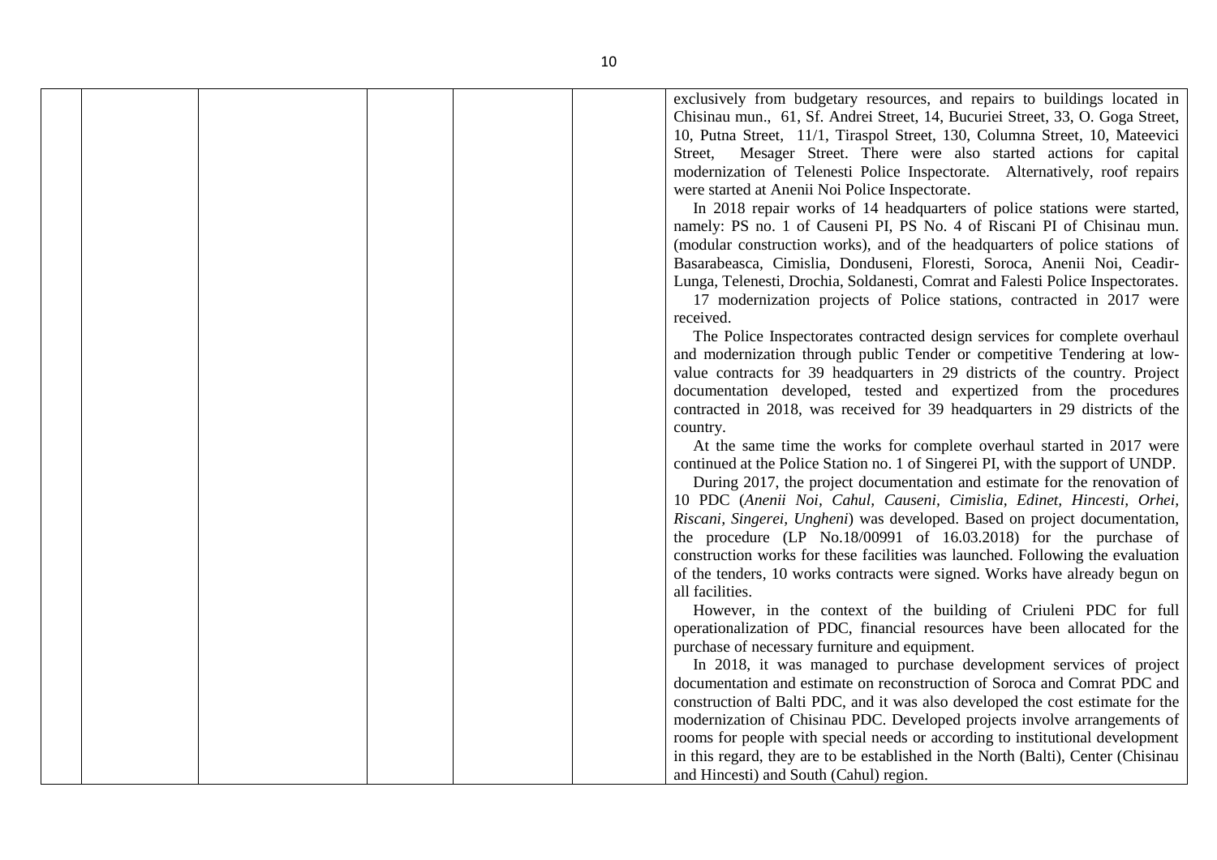| | | | | | | |
|---|---|---|---|---|---|---|
| | | | | | | exclusively from budgetary resources, and repairs to buildings located in Chisinau mun., 61, Sf. Andrei Street, 14, Bucuriei Street, 33, O. Goga Street, 10, Putna Street, 11/1, Tiraspol Street, 130, Columna Street, 10, Mateevici Street, Mesager Street. There were also started actions for capital modernization of Telenesti Police Inspectorate. Alternatively, roof repairs were started at Anenii Noi Police Inspectorate.<br>In 2018 repair works of 14 headquarters of police stations were started, namely: PS no. 1 of Causeni PI, PS No. 4 of Riscani PI of Chisinau mun. (modular construction works), and of the headquarters of police stations of Basarabeasca, Cimislia, Donduseni, Floresti, Soroca, Anenii Noi, Ceadir-Lunga, Telenesti, Drochia, Soldanesti, Comrat and Falesti Police Inspectorates.<br>17 modernization projects of Police stations, contracted in 2017 were received.<br>The Police Inspectorates contracted design services for complete overhaul and modernization through public Tender or competitive Tendering at low-value contracts for 39 headquarters in 29 districts of the country. Project documentation developed, tested and expertized from the procedures contracted in 2018, was received for 39 headquarters in 29 districts of the country.<br>At the same time the works for complete overhaul started in 2017 were continued at the Police Station no. 1 of Singerei PI, with the support of UNDP.<br>During 2017, the project documentation and estimate for the renovation of 10 PDC (*Anenii Noi, Cahul, Causeni, Cimislia, Edinet, Hincesti, Orhei, Riscani, Singerei, Ungheni*) was developed. Based on project documentation, the procedure (LP No.18/00991 of 16.03.2018) for the purchase of construction works for these facilities was launched. Following the evaluation of the tenders, 10 works contracts were signed. Works have already begun on all facilities.<br>However, in the context of the building of Criuleni PDC for full operationalization of PDC, financial resources have been allocated for the purchase of necessary furniture and equipment.<br>In 2018, it was managed to purchase development services of project documentation and estimate on reconstruction of Soroca and Comrat PDC and construction of Balti PDC, and it was also developed the cost estimate for the modernization of Chisinau PDC. Developed projects involve arrangements of rooms for people with special needs or according to institutional development in this regard, they are to be established in the North (Balti), Center (Chisinau and Hincesti) and South (Cahul) region. |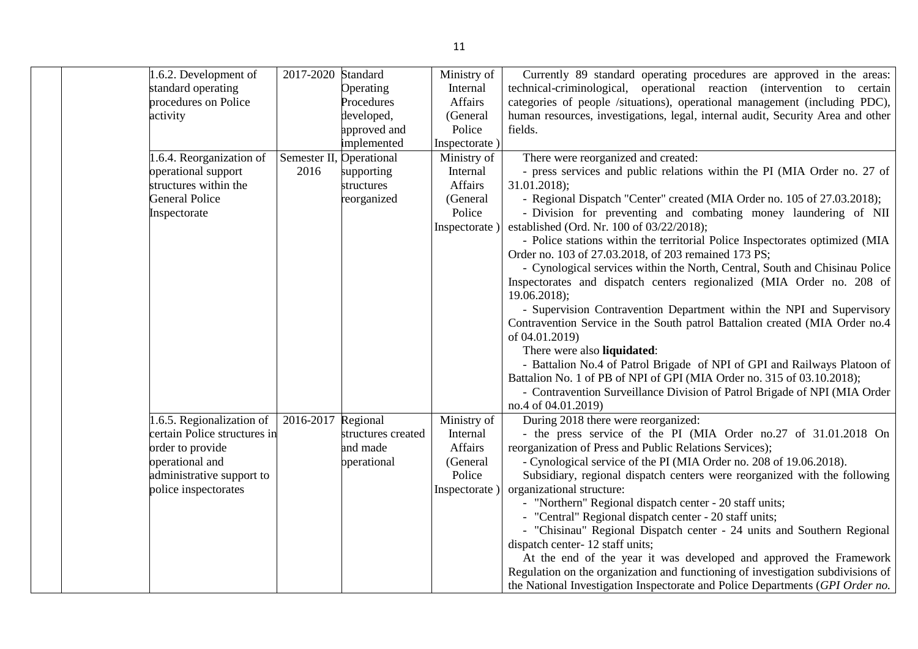| | | | | | | |
|---|---|---|---|---|---|---|
| | | 1.6.2. Development of standard operating procedures on Police activity | 2017-2020 | Standard Operating Procedures developed, approved and implemented | Ministry of Internal Affairs (General Police Inspectorate ) | Currently 89 standard operating procedures are approved in the areas: technical-criminological, operational reaction (intervention to certain categories of people /situations), operational management (including PDC), human resources, investigations, legal, internal audit, Security Area and other fields. |
| | | 1.6.4. Reorganization of operational support structures within the General Police Inspectorate | Semester II, 2016 | Operational supporting structures reorganized | Ministry of Internal Affairs (General Police Inspectorate ) | There were reorganized and created:<br>- press services and public relations within the PI (MIA Order no. 27 of 31.01.2018);<br>- Regional Dispatch "Center" created (MIA Order no. 105 of 27.03.2018);<br>- Division for preventing and combating money laundering of NII established (Ord. Nr. 100 of 03/22/2018);<br>- Police stations within the territorial Police Inspectorates optimized (MIA Order no. 103 of 27.03.2018, of 203 remained 173 PS;<br>- Cynological services within the North, Central, South and Chisinau Police Inspectorates and dispatch centers regionalized (MIA Order no. 208 of 19.06.2018);<br>- Supervision Contravention Department within the NPI and Supervisory Contravention Service in the South patrol Battalion created (MIA Order no.4 of 04.01.2019)<br>There were also **liquidated**:<br>- Battalion No.4 of Patrol Brigade of NPI of GPI and Railways Platoon of Battalion No. 1 of PB of NPI of GPI (MIA Order no. 315 of 03.10.2018);<br>- Contravention Surveillance Division of Patrol Brigade of NPI (MIA Order no.4 of 04.01.2019) |
| | | 1.6.5. Regionalization of certain Police structures in order to provide operational and administrative support to police inspectorates | 2016-2017 | Regional structures created and made operational | Ministry of Internal Affairs (General Police Inspectorate ) | During 2018 there were reorganized:<br>- the press service of the PI (MIA Order no.27 of 31.01.2018 On reorganization of Press and Public Relations Services);<br>- Cynological service of the PI (MIA Order no. 208 of 19.06.2018).<br>Subsidiary, regional dispatch centers were reorganized with the following organizational structure:<br>- "Northern" Regional dispatch center - 20 staff units;<br>- "Central" Regional dispatch center - 20 staff units;<br>- "Chisinau" Regional Dispatch center - 24 units and Southern Regional dispatch center- 12 staff units;<br>At the end of the year it was developed and approved the Framework Regulation on the organization and functioning of investigation subdivisions of the National Investigation Inspectorate and Police Departments (*GPI Order no.* |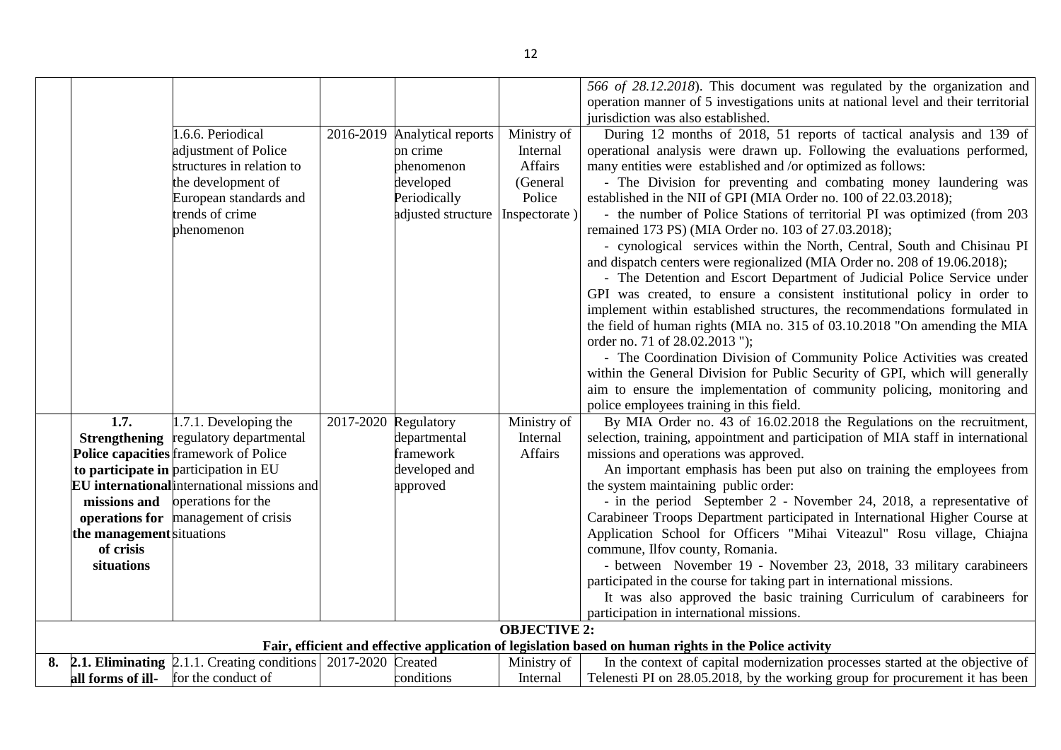| | | | | | | |
|---|---|---|---|---|---|---|
| | | | | | | *566 of 28.12.2018*). This document was regulated by the organization and operation manner of 5 investigations units at national level and their territorial jurisdiction was also established. |
| | | 1.6.6. Periodical adjustment of Police structures in relation to the development of European standards and trends of crime phenomenon | 2016-2019 | Analytical reports on crime phenomenon developed Periodically adjusted structure | Ministry of Internal Affairs (General Police Inspectorate ) | During 12 months of 2018, 51 reports of tactical analysis and 139 of operational analysis were drawn up. Following the evaluations performed, many entities were established and /or optimized as follows:<br>- The Division for preventing and combating money laundering was established in the NII of GPI (MIA Order no. 100 of 22.03.2018);<br>- the number of Police Stations of territorial PI was optimized (from 203 remained 173 PS) (MIA Order no. 103 of 27.03.2018);<br>- cynological services within the North, Central, South and Chisinau PI and dispatch centers were regionalized (MIA Order no. 208 of 19.06.2018);<br>- The Detention and Escort Department of Judicial Police Service under GPI was created, to ensure a consistent institutional policy in order to implement within established structures, the recommendations formulated in the field of human rights (MIA no. 315 of 03.10.2018 "On amending the MIA order no. 71 of 28.02.2013 ");<br>- The Coordination Division of Community Police Activities was created within the General Division for Public Security of GPI, which will generally aim to ensure the implementation of community policing, monitoring and police employees training in this field. |
| | **1.7. Strengthening Police capacities to participate in EU international missions and operations for the management of crisis situations** | 1.7.1. Developing the regulatory departmental framework of Police participation in EU international missions and operations for the management of crisis situations | 2017-2020 | Regulatory departmental framework developed and approved | Ministry of Internal Affairs | By MIA Order no. 43 of 16.02.2018 the Regulations on the recruitment, selection, training, appointment and participation of MIA staff in international missions and operations was approved.<br>An important emphasis has been put also on training the employees from the system maintaining public order:<br>- in the period September 2 - November 24, 2018, a representative of Carabineer Troops Department participated in International Higher Course at Application School for Officers "Mihai Viteazul" Rosu village, Chiajna commune, Ilfov county, Romania.<br>- between November 19 - November 23, 2018, 33 military carabineers participated in the course for taking part in international missions.<br>It was also approved the basic training Curriculum of carabineers for participation in international missions. |
| **OBJECTIVE 2:<br>Fair, efficient and effective application of legislation based on human rights in the Police activity** | | | | | | |
| **8.** | **2.1. Eliminating all forms of ill-** | 2.1.1. Creating conditions for the conduct of | 2017-2020 | Created conditions | Ministry of Internal | In the context of capital modernization processes started at the objective of Telenesti PI on 28.05.2018, by the working group for procurement it has been |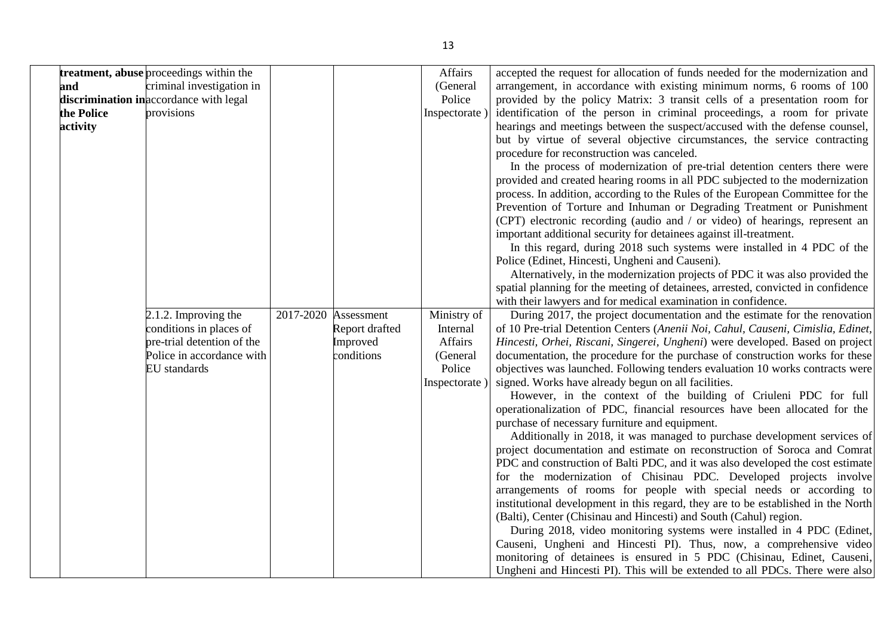| | | | | | | |
|---|---|---|---|---|---|---|
| | **treatment, abuse and discrimination in the Police activity** | proceedings within the criminal investigation in accordance with legal provisions | | | Affairs (General Police Inspectorate ) | accepted the request for allocation of funds needed for the modernization and arrangement, in accordance with existing minimum norms, 6 rooms of 100 provided by the policy Matrix: 3 transit cells of a presentation room for identification of the person in criminal proceedings, a room for private hearings and meetings between the suspect/accused with the defense counsel, but by virtue of several objective circumstances, the service contracting procedure for reconstruction was canceled.<br>In the process of modernization of pre-trial detention centers there were provided and created hearing rooms in all PDC subjected to the modernization process. In addition, according to the Rules of the European Committee for the Prevention of Torture and Inhuman or Degrading Treatment or Punishment (CPT) electronic recording (audio and / or video) of hearings, represent an important additional security for detainees against ill-treatment.<br>In this regard, during 2018 such systems were installed in 4 PDC of the Police (Edinet, Hincesti, Ungheni and Causeni).<br>Alternatively, in the modernization projects of PDC it was also provided the spatial planning for the meeting of detainees, arrested, convicted in confidence with their lawyers and for medical examination in confidence. |
| | | 2.1.2. Improving the conditions in places of pre-trial detention of the Police in accordance with EU standards | 2017-2020 | Assessment Report drafted Improved conditions | Ministry of Internal Affairs (General Police Inspectorate ) | During 2017, the project documentation and the estimate for the renovation of 10 Pre-trial Detention Centers (*Anenii Noi, Cahul, Causeni, Cimislia, Edinet, Hincesti, Orhei, Riscani, Singerei, Ungheni*) were developed. Based on project documentation, the procedure for the purchase of construction works for these objectives was launched. Following tenders evaluation 10 works contracts were signed. Works have already begun on all facilities.<br>However, in the context of the building of Criuleni PDC for full operationalization of PDC, financial resources have been allocated for the purchase of necessary furniture and equipment.<br>Additionally in 2018, it was managed to purchase development services of project documentation and estimate on reconstruction of Soroca and Comrat PDC and construction of Balti PDC, and it was also developed the cost estimate for the modernization of Chisinau PDC. Developed projects involve arrangements of rooms for people with special needs or according to institutional development in this regard, they are to be established in the North (Balti), Center (Chisinau and Hincesti) and South (Cahul) region.<br>During 2018, video monitoring systems were installed in 4 PDC (Edinet, Causeni, Ungheni and Hincesti PI). Thus, now, a comprehensive video monitoring of detainees is ensured in 5 PDC (Chisinau, Edinet, Causeni, Ungheni and Hincesti PI). This will be extended to all PDCs. There were also |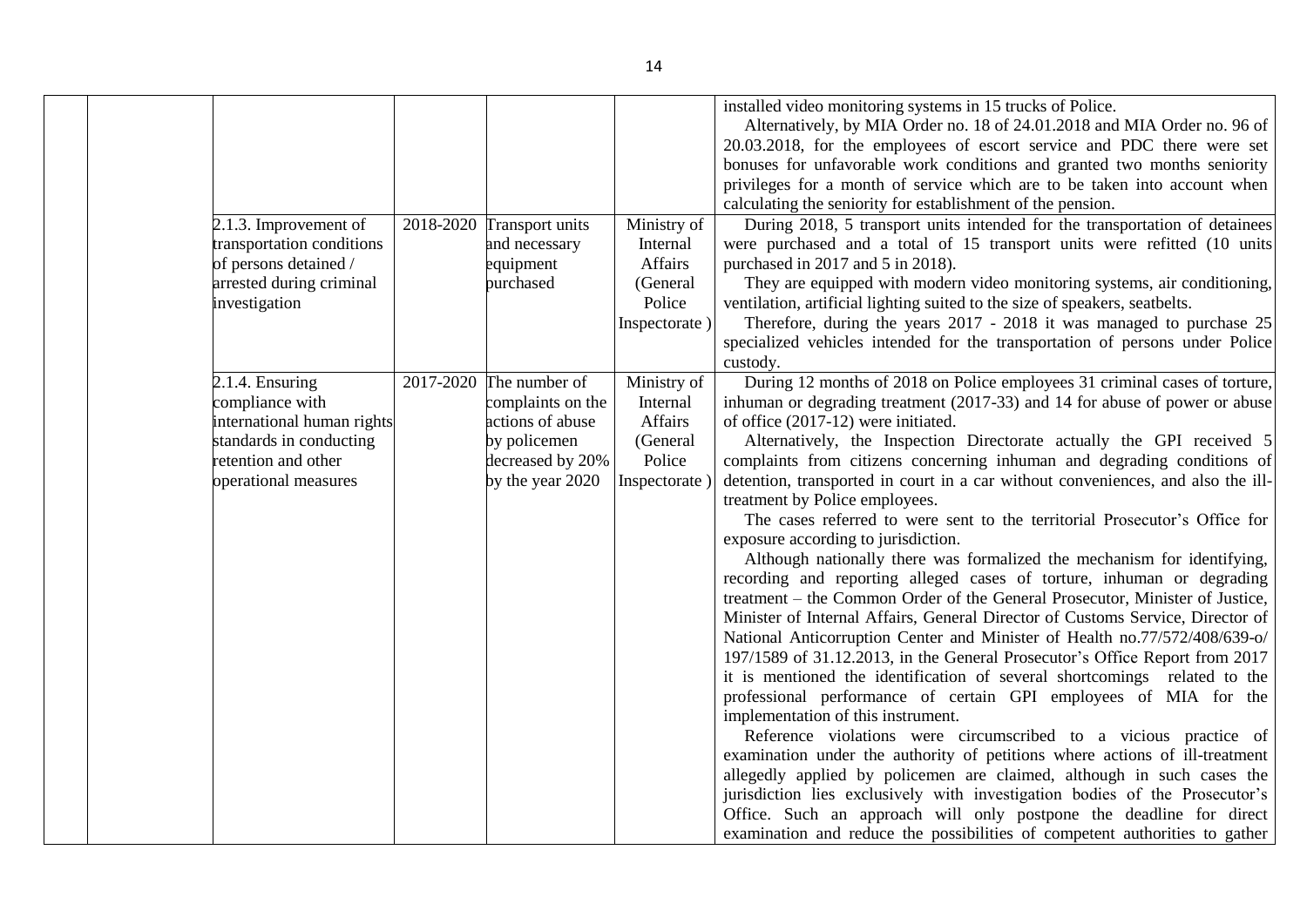| | | | | | |
|---|---|---|---|---|---|
| | | | | | installed video monitoring systems in 15 trucks of Police.<br>Alternatively, by MIA Order no. 18 of 24.01.2018 and MIA Order no. 96 of 20.03.2018, for the employees of escort service and PDC there were set bonuses for unfavorable work conditions and granted two months seniority privileges for a month of service which are to be taken into account when calculating the seniority for establishment of the pension. |
| | 2.1.3. Improvement of transportation conditions of persons detained / arrested during criminal investigation | 2018-2020 | Transport units and necessary equipment purchased | Ministry of Internal Affairs (General Police Inspectorate ) | During 2018, 5 transport units intended for the transportation of detainees were purchased and a total of 15 transport units were refitted (10 units purchased in 2017 and 5 in 2018).<br>They are equipped with modern video monitoring systems, air conditioning, ventilation, artificial lighting suited to the size of speakers, seatbelts.<br>Therefore, during the years 2017 - 2018 it was managed to purchase 25 specialized vehicles intended for the transportation of persons under Police custody. |
| | 2.1.4. Ensuring compliance with international human rights standards in conducting retention and other operational measures | 2017-2020 | The number of complaints on the actions of abuse by policemen decreased by 20% by the year 2020 | Ministry of Internal Affairs (General Police Inspectorate ) | During 12 months of 2018 on Police employees 31 criminal cases of torture, inhuman or degrading treatment (2017-33) and 14 for abuse of power or abuse of office (2017-12) were initiated.<br>Alternatively, the Inspection Directorate actually the GPI received 5 complaints from citizens concerning inhuman and degrading conditions of detention, transported in court in a car without conveniences, and also the ill-treatment by Police employees.<br>The cases referred to were sent to the territorial Prosecutor's Office for exposure according to jurisdiction.<br>Although nationally there was formalized the mechanism for identifying, recording and reporting alleged cases of torture, inhuman or degrading treatment – the Common Order of the General Prosecutor, Minister of Justice, Minister of Internal Affairs, General Director of Customs Service, Director of National Anticorruption Center and Minister of Health no.77/572/408/639-o/ 197/1589 of 31.12.2013, in the General Prosecutor's Office Report from 2017 it is mentioned the identification of several shortcomings related to the professional performance of certain GPI employees of MIA for the implementation of this instrument.<br>Reference violations were circumscribed to a vicious practice of examination under the authority of petitions where actions of ill-treatment allegedly applied by policemen are claimed, although in such cases the jurisdiction lies exclusively with investigation bodies of the Prosecutor's Office. Such an approach will only postpone the deadline for direct examination and reduce the possibilities of competent authorities to gather |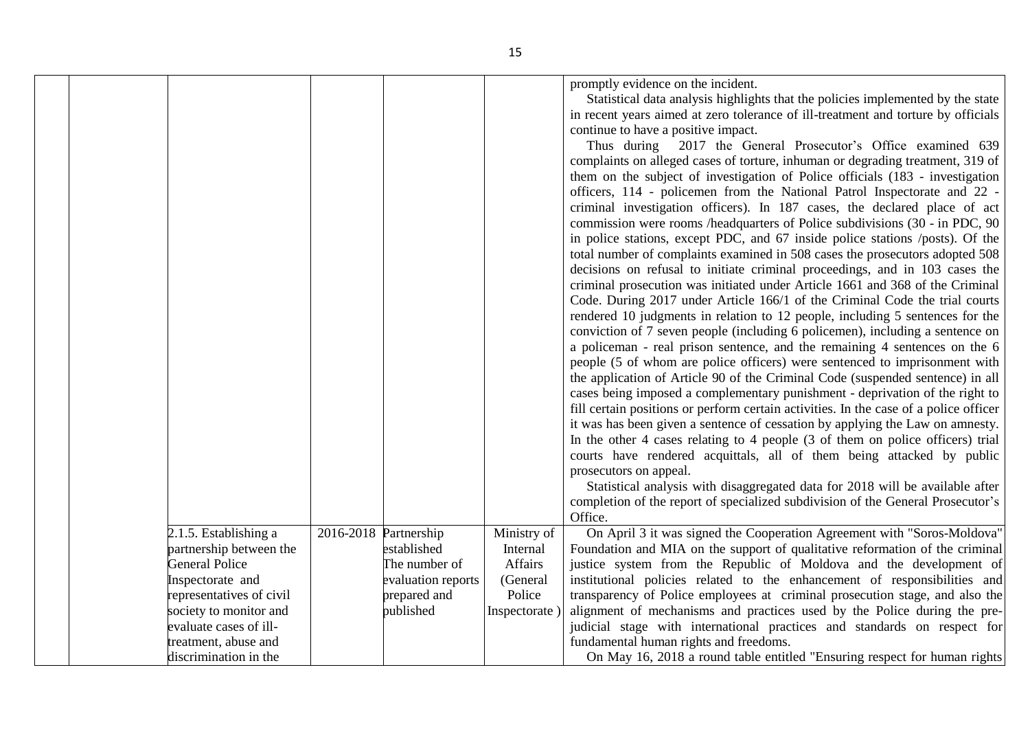| | | | | | | |
|---|---|---|---|---|---|---|
| | | | | | | promptly evidence on the incident.<br>Statistical data analysis highlights that the policies implemented by the state in recent years aimed at zero tolerance of ill-treatment and torture by officials continue to have a positive impact.<br>Thus during 2017 the General Prosecutor's Office examined 639 complaints on alleged cases of torture, inhuman or degrading treatment, 319 of them on the subject of investigation of Police officials (183 - investigation officers, 114 - policemen from the National Patrol Inspectorate and 22 - criminal investigation officers). In 187 cases, the declared place of act commission were rooms /headquarters of Police subdivisions (30 - in PDC, 90 in police stations, except PDC, and 67 inside police stations /posts). Of the total number of complaints examined in 508 cases the prosecutors adopted 508 decisions on refusal to initiate criminal proceedings, and in 103 cases the criminal prosecution was initiated under Article 1661 and 368 of the Criminal Code. During 2017 under Article 166/1 of the Criminal Code the trial courts rendered 10 judgments in relation to 12 people, including 5 sentences for the conviction of 7 seven people (including 6 policemen), including a sentence on a policeman - real prison sentence, and the remaining 4 sentences on the 6 people (5 of whom are police officers) were sentenced to imprisonment with the application of Article 90 of the Criminal Code (suspended sentence) in all cases being imposed a complementary punishment - deprivation of the right to fill certain positions or perform certain activities. In the case of a police officer it was has been given a sentence of cessation by applying the Law on amnesty. In the other 4 cases relating to 4 people (3 of them on police officers) trial courts have rendered acquittals, all of them being attacked by public prosecutors on appeal.<br>Statistical analysis with disaggregated data for 2018 will be available after completion of the report of specialized subdivision of the General Prosecutor's Office. |
| | | 2.1.5. Establishing a partnership between the General Police Inspectorate and representatives of civil society to monitor and evaluate cases of ill-treatment, abuse and discrimination in the | 2016-2018 | Partnership established<br>The number of evaluation reports prepared and published | Ministry of Internal Affairs (General Police Inspectorate ) | On April 3 it was signed the Cooperation Agreement with "Soros-Moldova" Foundation and MIA on the support of qualitative reformation of the criminal justice system from the Republic of Moldova and the development of institutional policies related to the enhancement of responsibilities and transparency of Police employees at criminal prosecution stage, and also the alignment of mechanisms and practices used by the Police during the pre-judicial stage with international practices and standards on respect for fundamental human rights and freedoms.<br>On May 16, 2018 a round table entitled "Ensuring respect for human rights |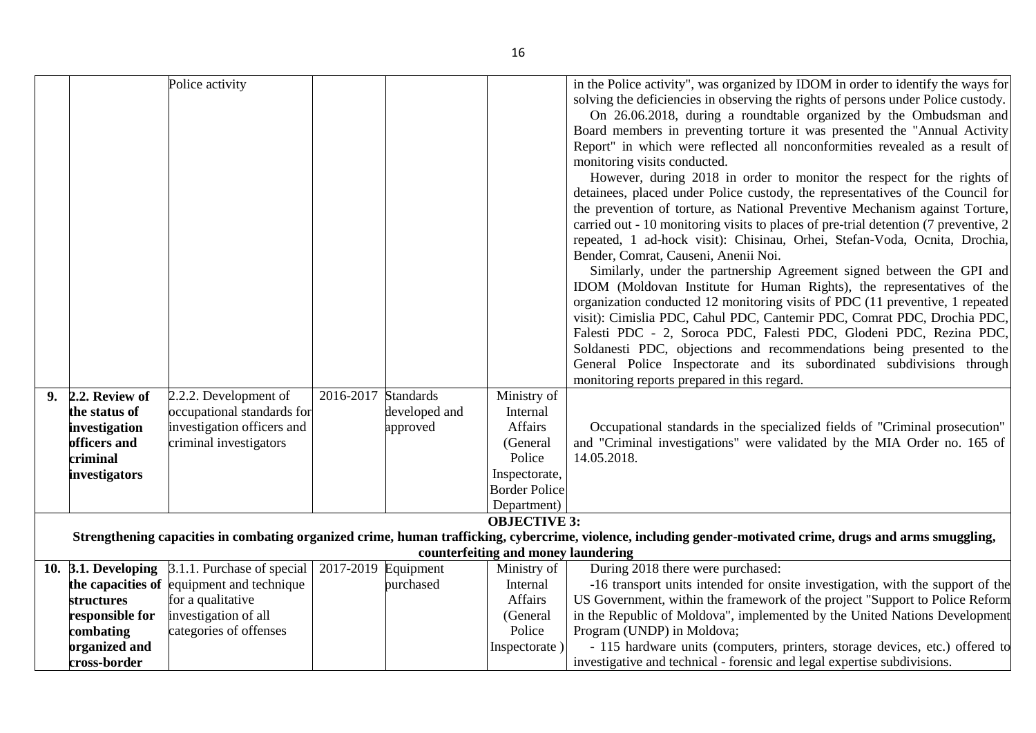| | | | | | | |
|---|---|---|---|---|---|---|
| | | Police activity | | | | in the Police activity", was organized by IDOM in order to identify the ways for solving the deficiencies in observing the rights of persons under Police custody.<br>On 26.06.2018, during a roundtable organized by the Ombudsman and Board members in preventing torture it was presented the "Annual Activity Report" in which were reflected all nonconformities revealed as a result of monitoring visits conducted.<br>However, during 2018 in order to monitor the respect for the rights of detainees, placed under Police custody, the representatives of the Council for the prevention of torture, as National Preventive Mechanism against Torture, carried out - 10 monitoring visits to places of pre-trial detention (7 preventive, 2 repeated, 1 ad-hock visit): Chisinau, Orhei, Stefan-Voda, Ocnita, Drochia, Bender, Comrat, Causeni, Anenii Noi.<br>Similarly, under the partnership Agreement signed between the GPI and IDOM (Moldovan Institute for Human Rights), the representatives of the organization conducted 12 monitoring visits of PDC (11 preventive, 1 repeated visit): Cimislia PDC, Cahul PDC, Cantemir PDC, Comrat PDC, Drochia PDC, Falesti PDC - 2, Soroca PDC, Falesti PDC, Glodeni PDC, Rezina PDC, Soldanesti PDC, objections and recommendations being presented to the General Police Inspectorate and its subordinated subdivisions through monitoring reports prepared in this regard. |
| **9.** | **2.2. Review of the status of investigation officers and criminal investigators** | 2.2.2. Development of occupational standards for investigation officers and criminal investigators | 2016-2017 | Standards developed and approved | Ministry of Internal Affairs (General Police Inspectorate, Border Police Department) | Occupational standards in the specialized fields of "Criminal prosecution" and "Criminal investigations" were validated by the MIA Order no. 165 of 14.05.2018. |
| **OBJECTIVE 3:**<br>**Strengthening capacities in combating organized crime, human trafficking, cybercrime, violence, including gender-motivated crime, drugs and arms smuggling, counterfeiting and money laundering** | | | | | | |
| **10.** | **3.1. Developing the capacities of structures responsible for combating organized and cross-border** | 3.1.1. Purchase of special equipment and technique for a qualitative investigation of all categories of offenses | 2017-2019 | Equipment purchased | Ministry of Internal Affairs (General Police Inspectorate ) | During 2018 there were purchased:<br>-16 transport units intended for onsite investigation, with the support of the US Government, within the framework of the project "Support to Police Reform in the Republic of Moldova", implemented by the United Nations Development Program (UNDP) in Moldova;<br>- 115 hardware units (computers, printers, storage devices, etc.) offered to investigative and technical - forensic and legal expertise subdivisions. |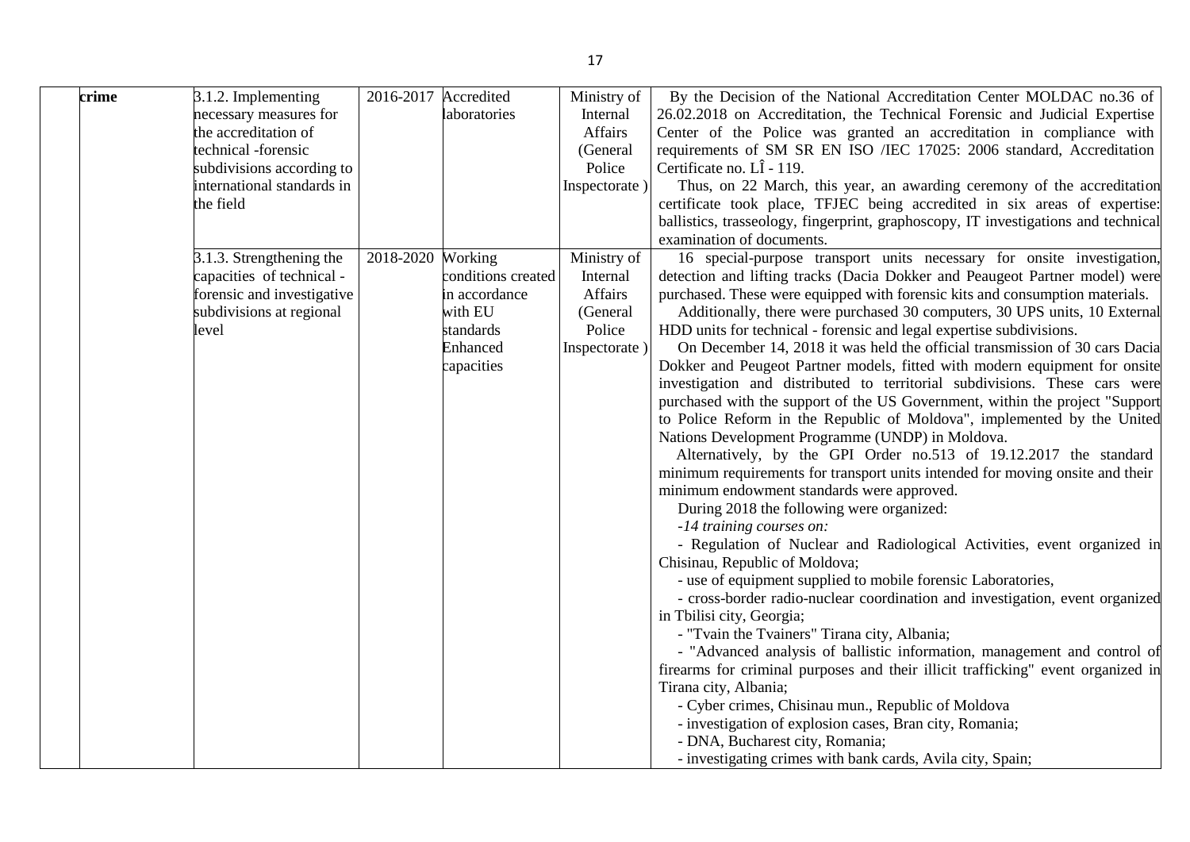| | | | | | |
|---|---|---|---|---|---|
| crime | 3.1.2. Implementing necessary measures for the accreditation of technical -forensic subdivisions according to international standards in the field | 2016-2017 | Accredited laboratories | Ministry of Internal Affairs (General Police Inspectorate ) | By the Decision of the National Accreditation Center MOLDAC no.36 of 26.02.2018 on Accreditation, the Technical Forensic and Judicial Expertise Center of the Police was granted an accreditation in compliance with requirements of SM SR EN ISO /IEC 17025: 2006 standard, Accreditation Certificate no. LÎ - 119.<br>Thus, on 22 March, this year, an awarding ceremony of the accreditation certificate took place, TFJEC being accredited in six areas of expertise: ballistics, trasseology, fingerprint, graphoscopy, IT investigations and technical examination of documents. |
| | 3.1.3. Strengthening the capacities of technical - forensic and investigative subdivisions at regional level | 2018-2020 | Working conditions created in accordance with EU standards<br>Enhanced capacities | Ministry of Internal Affairs (General Police Inspectorate ) | 16 special-purpose transport units necessary for onsite investigation, detection and lifting tracks (Dacia Dokker and Peaugeot Partner model) were purchased. These were equipped with forensic kits and consumption materials.<br>Additionally, there were purchased 30 computers, 30 UPS units, 10 External HDD units for technical - forensic and legal expertise subdivisions.<br>On December 14, 2018 it was held the official transmission of 30 cars Dacia Dokker and Peugeot Partner models, fitted with modern equipment for onsite investigation and distributed to territorial subdivisions. These cars were purchased with the support of the US Government, within the project "Support to Police Reform in the Republic of Moldova", implemented by the United Nations Development Programme (UNDP) in Moldova.<br>Alternatively, by the GPI Order no.513 of 19.12.2017 the standard minimum requirements for transport units intended for moving onsite and their minimum endowment standards were approved.<br>During 2018 the following were organized:<br>*-14 training courses on:*<br>- Regulation of Nuclear and Radiological Activities, event organized in Chisinau, Republic of Moldova;<br>- use of equipment supplied to mobile forensic Laboratories,<br>- cross-border radio-nuclear coordination and investigation, event organized in Tbilisi city, Georgia;<br>- "Tvain the Tvainers" Tirana city, Albania;<br>- "Advanced analysis of ballistic information, management and control of firearms for criminal purposes and their illicit trafficking" event organized in Tirana city, Albania;<br>- Cyber crimes, Chisinau mun., Republic of Moldova<br>- investigation of explosion cases, Bran city, Romania;<br>- DNA, Bucharest city, Romania;<br>- investigating crimes with bank cards, Avila city, Spain; |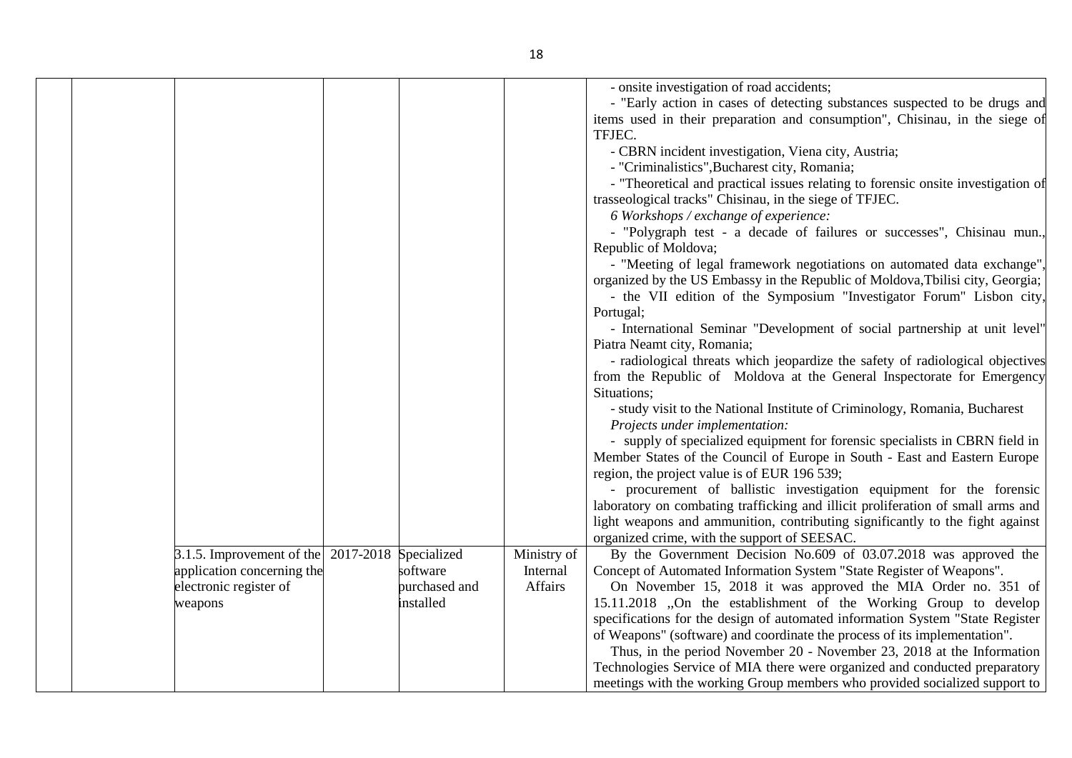| | | | | | | |
|---|---|---|---|---|---|---|
| | | | | | | - onsite investigation of road accidents;<br>- "Early action in cases of detecting substances suspected to be drugs and items used in their preparation and consumption", Chisinau, in the siege of TFJEC.<br>- CBRN incident investigation, Viena city, Austria;<br>- "Criminalistics",Bucharest city, Romania;<br>- "Theoretical and practical issues relating to forensic onsite investigation of trasseological tracks" Chisinau, in the siege of TFJEC.<br>*6 Workshops / exchange of experience:*<br>- "Polygraph test - a decade of failures or successes", Chisinau mun., Republic of Moldova;<br>- "Meeting of legal framework negotiations on automated data exchange", organized by the US Embassy in the Republic of Moldova,Tbilisi city, Georgia;<br>- the VII edition of the Symposium "Investigator Forum" Lisbon city, Portugal;<br>- International Seminar "Development of social partnership at unit level" Piatra Neamt city, Romania;<br>- radiological threats which jeopardize the safety of radiological objectives from the Republic of Moldova at the General Inspectorate for Emergency Situations;<br>- study visit to the National Institute of Criminology, Romania, Bucharest<br>*Projects under implementation:*<br>- supply of specialized equipment for forensic specialists in CBRN field in Member States of the Council of Europe in South - East and Eastern Europe region, the project value is of EUR 196 539;<br>- procurement of ballistic investigation equipment for the forensic laboratory on combating trafficking and illicit proliferation of small arms and light weapons and ammunition, contributing significantly to the fight against organized crime, with the support of SEESAC. |
| | | 3.1.5. Improvement of the application concerning the electronic register of weapons | 2017-2018 | Specialized software purchased and installed | Ministry of Internal Affairs | By the Government Decision No.609 of 03.07.2018 was approved the Concept of Automated Information System "State Register of Weapons".<br>On November 15, 2018 it was approved the MIA Order no. 351 of 15.11.2018 „On the establishment of the Working Group to develop specifications for the design of automated information System "State Register of Weapons" (software) and coordinate the process of its implementation".<br>Thus, in the period November 20 - November 23, 2018 at the Information Technologies Service of MIA there were organized and conducted preparatory meetings with the working Group members who provided socialized support to |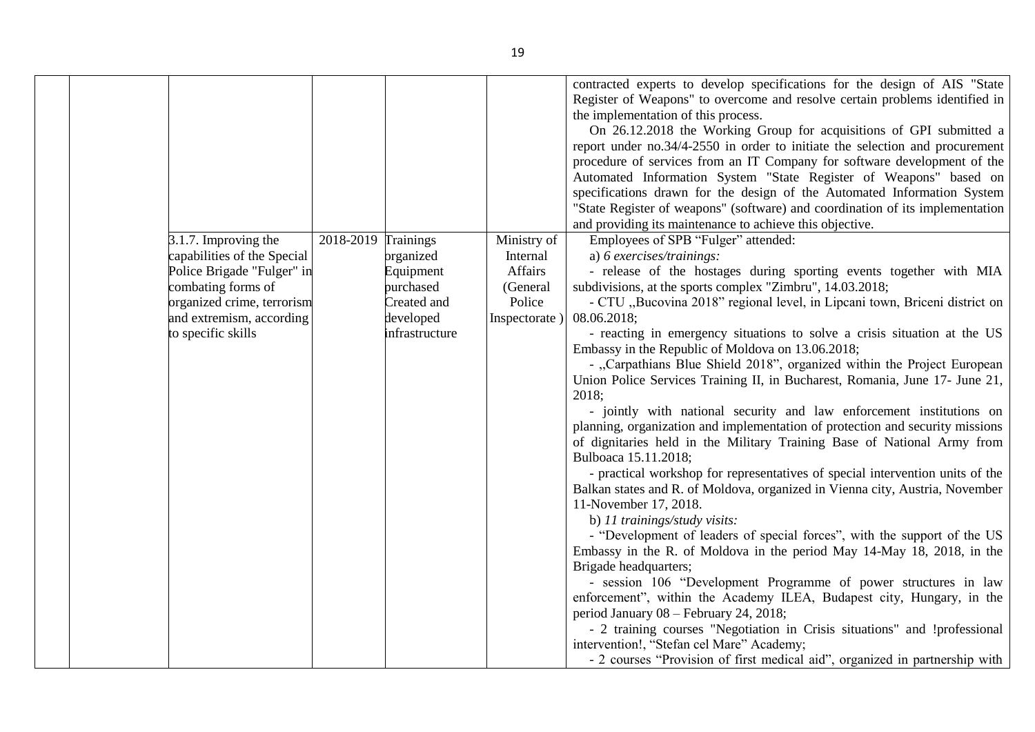| | | | | | | |
|---|---|---|---|---|---|---|
| | | | | | | contracted experts to develop specifications for the design of AIS "State Register of Weapons" to overcome and resolve certain problems identified in the implementation of this process.<br>On 26.12.2018 the Working Group for acquisitions of GPI submitted a report under no.34/4-2550 in order to initiate the selection and procurement procedure of services from an IT Company for software development of the Automated Information System "State Register of Weapons" based on specifications drawn for the design of the Automated Information System "State Register of weapons" (software) and coordination of its implementation and providing its maintenance to achieve this objective. |
| | | 3.1.7. Improving the capabilities of the Special Police Brigade "Fulger" in combating forms of organized crime, terrorism and extremism, according to specific skills | 2018-2019 | Trainings organized<br>Equipment purchased<br>Created and developed infrastructure | Ministry of Internal Affairs (General Police Inspectorate ) | Employees of SPB "Fulger" attended:<br>a) *6 exercises/trainings:*<br>- release of the hostages during sporting events together with MIA subdivisions, at the sports complex "Zimbru", 14.03.2018;<br>- CTU ,,Bucovina 2018" regional level, in Lipcani town, Briceni district on 08.06.2018;<br>- reacting in emergency situations to solve a crisis situation at the US Embassy in the Republic of Moldova on 13.06.2018;<br>- ,,Carpathians Blue Shield 2018", organized within the Project European Union Police Services Training II, in Bucharest, Romania, June 17- June 21, 2018;<br>- jointly with national security and law enforcement institutions on planning, organization and implementation of protection and security missions of dignitaries held in the Military Training Base of National Army from Bulboaca 15.11.2018;<br>- practical workshop for representatives of special intervention units of the Balkan states and R. of Moldova, organized in Vienna city, Austria, November 11-November 17, 2018.<br>b) *11 trainings/study visits:*<br>- "Development of leaders of special forces", with the support of the US Embassy in the R. of Moldova in the period May 14-May 18, 2018, in the Brigade headquarters;<br>- session 106 "Development Programme of power structures in law enforcement", within the Academy ILEA, Budapest city, Hungary, in the period January 08 – February 24, 2018;<br>- 2 training courses "Negotiation in Crisis situations" and !professional intervention!, "Stefan cel Mare" Academy;<br>- 2 courses "Provision of first medical aid", organized in partnership with |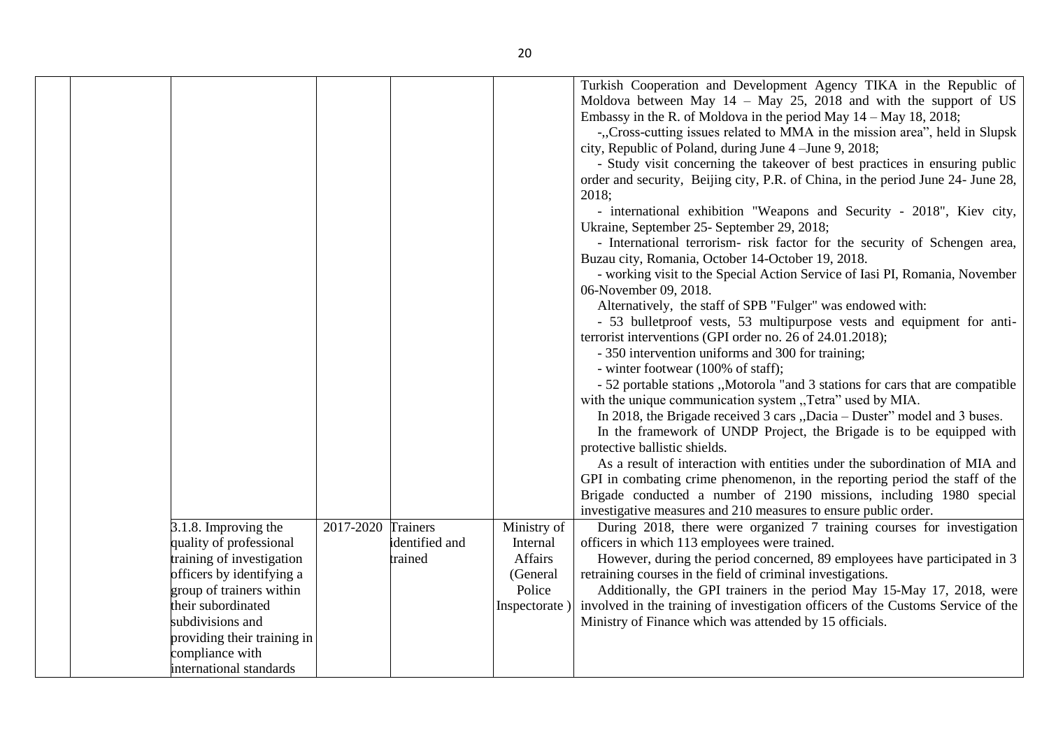| | | | | | | |
|---|---|---|---|---|---|---|
| | | | | | | Turkish Cooperation and Development Agency TIKA in the Republic of Moldova between May 14 – May 25, 2018 and with the support of US Embassy in the R. of Moldova in the period May 14 – May 18, 2018;<br>-,,Cross-cutting issues related to MMA in the mission area", held in Slupsk city, Republic of Poland, during June 4 –June 9, 2018;<br>- Study visit concerning the takeover of best practices in ensuring public order and security, Beijing city, P.R. of China, in the period June 24- June 28, 2018;<br>- international exhibition "Weapons and Security - 2018", Kiev city, Ukraine, September 25- September 29, 2018;<br>- International terrorism- risk factor for the security of Schengen area, Buzau city, Romania, October 14-October 19, 2018.<br>- working visit to the Special Action Service of Iasi PI, Romania, November 06-November 09, 2018.<br>Alternatively, the staff of SPB "Fulger" was endowed with:<br>- 53 bulletproof vests, 53 multipurpose vests and equipment for anti-terrorist interventions (GPI order no. 26 of 24.01.2018);<br>- 350 intervention uniforms and 300 for training;<br>- winter footwear (100% of staff);<br>- 52 portable stations ,,Motorola "and 3 stations for cars that are compatible with the unique communication system ,,Tetra" used by MIA.<br>In 2018, the Brigade received 3 cars ,,Dacia – Duster" model and 3 buses.<br>In the framework of UNDP Project, the Brigade is to be equipped with protective ballistic shields.<br>As a result of interaction with entities under the subordination of MIA and GPI in combating crime phenomenon, in the reporting period the staff of the Brigade conducted a number of 2190 missions, including 1980 special investigative measures and 210 measures to ensure public order. |
| | | 3.1.8. Improving the quality of professional training of investigation officers by identifying a group of trainers within their subordinated subdivisions and providing their training in compliance with international standards | 2017-2020 | Trainers identified and trained | Ministry of Internal Affairs (General Police Inspectorate ) | During 2018, there were organized 7 training courses for investigation officers in which 113 employees were trained.<br>However, during the period concerned, 89 employees have participated in 3 retraining courses in the field of criminal investigations.<br>Additionally, the GPI trainers in the period May 15-May 17, 2018, were involved in the training of investigation officers of the Customs Service of the Ministry of Finance which was attended by 15 officials. |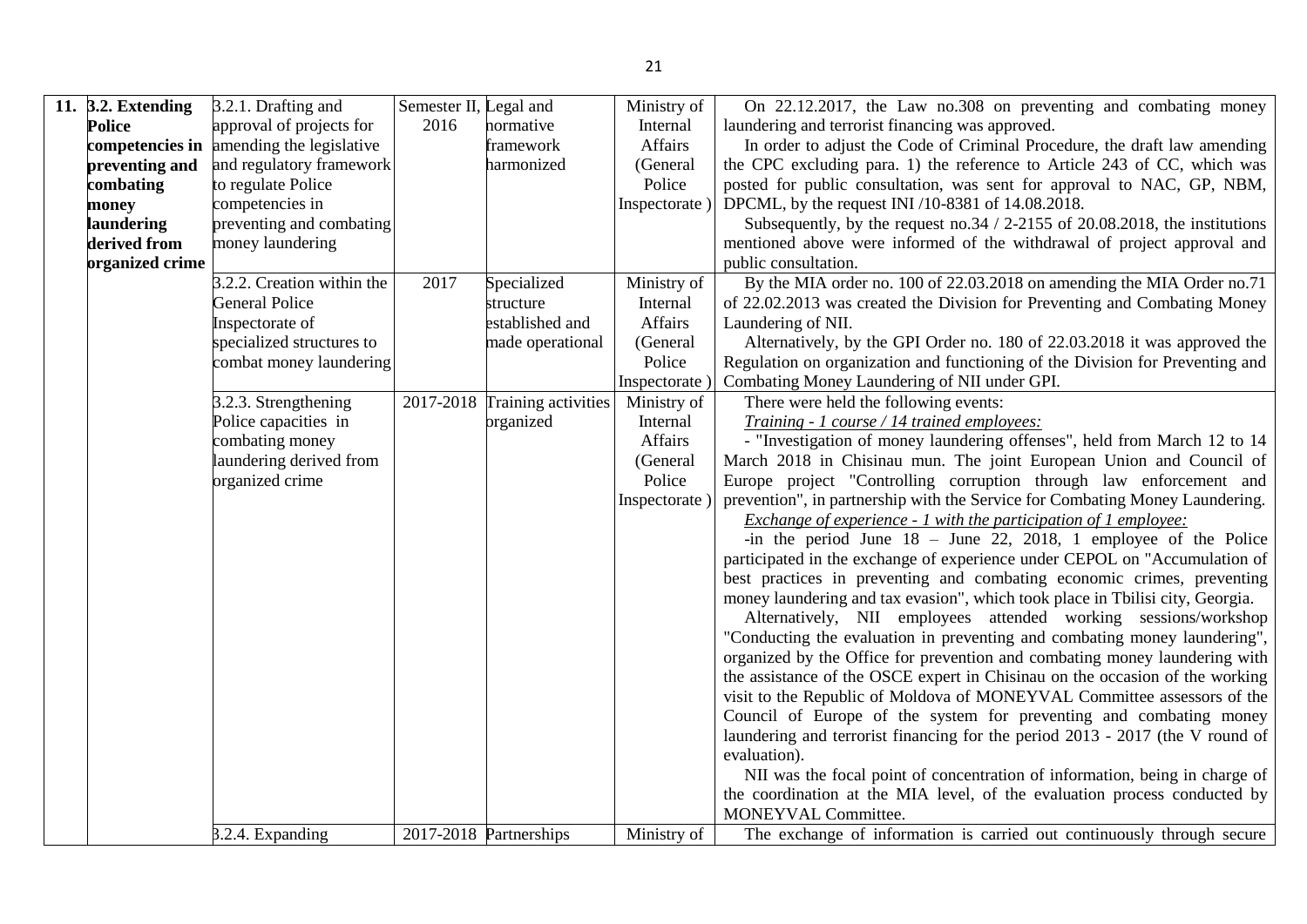| | | | | | | |
|---|---|---|---|---|---|---|
| 11. | **3.2. Extending Police competencies in preventing and combating money laundering derived from organized crime** | 3.2.1. Drafting and approval of projects for amending the legislative and regulatory framework to regulate Police competencies in preventing and combating money laundering | Semester II, 2016 | Legal and normative framework harmonized | Ministry of Internal Affairs (General Police Inspectorate ) | On 22.12.2017, the Law no.308 on preventing and combating money laundering and terrorist financing was approved.<br>In order to adjust the Code of Criminal Procedure, the draft law amending the CPC excluding para. 1) the reference to Article 243 of CC, which was posted for public consultation, was sent for approval to NAC, GP, NBM, DPCML, by the request INI /10-8381 of 14.08.2018.<br>Subsequently, by the request no.34 / 2-2155 of 20.08.2018, the institutions mentioned above were informed of the withdrawal of project approval and public consultation. |
| | | 3.2.2. Creation within the General Police Inspectorate of specialized structures to combat money laundering | 2017 | Specialized structure established and made operational | Ministry of Internal Affairs (General Police Inspectorate ) | By the MIA order no. 100 of 22.03.2018 on amending the MIA Order no.71 of 22.02.2013 was created the Division for Preventing and Combating Money Laundering of NII.<br>Alternatively, by the GPI Order no. 180 of 22.03.2018 it was approved the Regulation on organization and functioning of the Division for Preventing and Combating Money Laundering of NII under GPI. |
| | | 3.2.3. Strengthening Police capacities in combating money laundering derived from organized crime | 2017-2018 | Training activities organized | Ministry of Internal Affairs (General Police Inspectorate ) | There were held the following events:<br>*Training - 1 course / 14 trained employees:*<br>- "Investigation of money laundering offenses", held from March 12 to 14 March 2018 in Chisinau mun. The joint European Union and Council of Europe project "Controlling corruption through law enforcement and prevention", in partnership with the Service for Combating Money Laundering.<br>*Exchange of experience - 1 with the participation of 1 employee:*<br>-in the period June 18 – June 22, 2018, 1 employee of the Police participated in the exchange of experience under CEPOL on "Accumulation of best practices in preventing and combating economic crimes, preventing money laundering and tax evasion", which took place in Tbilisi city, Georgia.<br>Alternatively, NII employees attended working sessions/workshop "Conducting the evaluation in preventing and combating money laundering", organized by the Office for prevention and combating money laundering with the assistance of the OSCE expert in Chisinau on the occasion of the working visit to the Republic of Moldova of MONEYVAL Committee assessors of the Council of Europe of the system for preventing and combating money laundering and terrorist financing for the period 2013 - 2017 (the V round of evaluation).<br>NII was the focal point of concentration of information, being in charge of the coordination at the MIA level, of the evaluation process conducted by MONEYVAL Committee. |
| | | 3.2.4. Expanding | 2017-2018 | Partnerships | Ministry of | The exchange of information is carried out continuously through secure |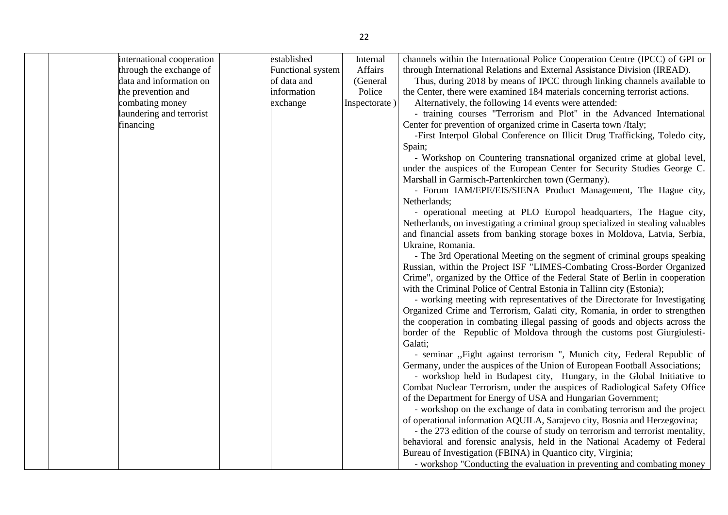| | | | | | | |
|---|---|---|---|---|---|---|
| | | international cooperation through the exchange of data and information on the prevention and combating money laundering and terrorist financing | | established Functional system of data and information exchange | Internal Affairs (General Police Inspectorate ) | channels within the International Police Cooperation Centre (IPCC) of GPI or through International Relations and External Assistance Division (IREAD).<br>Thus, during 2018 by means of IPCC through linking channels available to the Center, there were examined 184 materials concerning terrorist actions.<br>Alternatively, the following 14 events were attended:<br>- training courses "Terrorism and Plot" in the Advanced International Center for prevention of organized crime in Caserta town /Italy;<br>-First Interpol Global Conference on Illicit Drug Trafficking, Toledo city, Spain;<br>- Workshop on Countering transnational organized crime at global level, under the auspices of the European Center for Security Studies George C. Marshall in Garmisch-Partenkirchen town (Germany).<br>- Forum IAM/EPE/EIS/SIENA Product Management, The Hague city, Netherlands;<br>- operational meeting at PLO Europol headquarters, The Hague city, Netherlands, on investigating a criminal group specialized in stealing valuables and financial assets from banking storage boxes in Moldova, Latvia, Serbia, Ukraine, Romania.<br>- The 3rd Operational Meeting on the segment of criminal groups speaking Russian, within the Project ISF "LIMES-Combating Cross-Border Organized Crime", organized by the Office of the Federal State of Berlin in cooperation with the Criminal Police of Central Estonia in Tallinn city (Estonia);<br>- working meeting with representatives of the Directorate for Investigating Organized Crime and Terrorism, Galati city, Romania, in order to strengthen the cooperation in combating illegal passing of goods and objects across the border of the Republic of Moldova through the customs post Giurgiulesti-Galati;<br>- seminar ,,Fight against terrorism ", Munich city, Federal Republic of Germany, under the auspices of the Union of European Football Associations;<br>- workshop held in Budapest city, Hungary, in the Global Initiative to Combat Nuclear Terrorism, under the auspices of Radiological Safety Office of the Department for Energy of USA and Hungarian Government;<br>- workshop on the exchange of data in combating terrorism and the project of operational information AQUILA, Sarajevo city, Bosnia and Herzegovina;<br>- the 273 edition of the course of study on terrorism and terrorist mentality, behavioral and forensic analysis, held in the National Academy of Federal Bureau of Investigation (FBINA) in Quantico city, Virginia;<br>- workshop "Conducting the evaluation in preventing and combating money |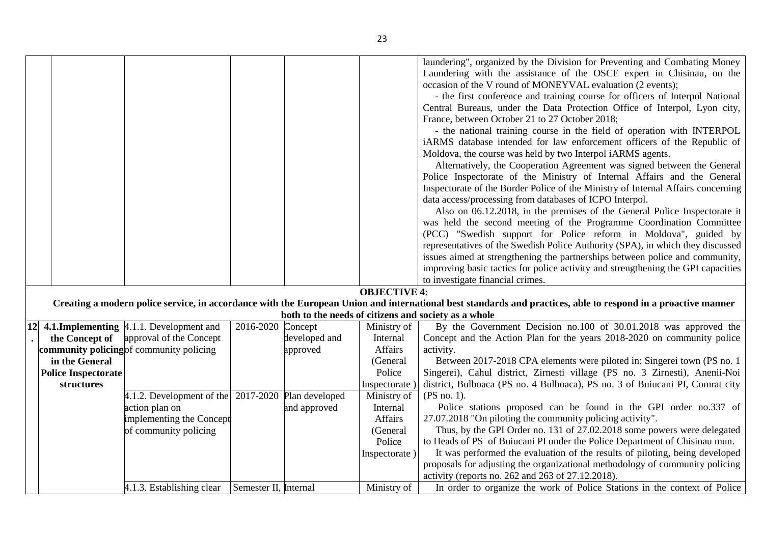| | | | | | | |
|---|---|---|---|---|---|---|
| | | | | | | laundering", organized by the Division for Preventing and Combating Money Laundering with the assistance of the OSCE expert in Chisinau, on the occasion of the V round of MONEYVAL evaluation (2 events);<br>- the first conference and training course for officers of Interpol National Central Bureaus, under the Data Protection Office of Interpol, Lyon city, France, between October 21 to 27 October 2018;<br>- the national training course in the field of operation with INTERPOL iARMS database intended for law enforcement officers of the Republic of Moldova, the course was held by two Interpol iARMS agents.<br>Alternatively, the Cooperation Agreement was signed between the General Police Inspectorate of the Ministry of Internal Affairs and the General Inspectorate of the Border Police of the Ministry of Internal Affairs concerning data access/processing from databases of ICPO Interpol.<br>Also on 06.12.2018, in the premises of the General Police Inspectorate it was held the second meeting of the Programme Coordination Committee (PCC) "Swedish support for Police reform in Moldova", guided by representatives of the Swedish Police Authority (SPA), in which they discussed issues aimed at strengthening the partnerships between police and community, improving basic tactics for police activity and strengthening the GPI capacities to investigate financial crimes. |
| **OBJECTIVE 4: Creating a modern police service, in accordance with the European Union and international best standards and practices, able to respond in a proactive manner both to the needs of citizens and society as a whole** | | | | | | |
| 12. | **4.1.Implementing the Concept of community policing in the General Police Inspectorate structures** | 4.1.1. Development and approval of the Concept of community policing | 2016-2020 | Concept developed and approved | Ministry of Internal Affairs (General Police Inspectorate ) | By the Government Decision no.100 of 30.01.2018 was approved the Concept and the Action Plan for the years 2018-2020 on community police activity.<br>Between 2017-2018 CPA elements were piloted in: Singerei town (PS no. 1 Singerei), Cahul district, Zirnesti village (PS no. 3 Zirnesti), Anenii-Noi district, Bulboaca (PS no. 4 Bulboaca), PS no. 3 of Buiucani PI, Comrat city (PS no. 1).<br>Police stations proposed can be found in the GPI order no.337 of 27.07.2018 "On piloting the community policing activity".<br>Thus, by the GPI Order no. 131 of 27.02.2018 some powers were delegated to Heads of PS of Buiucani PI under the Police Department of Chisinau mun.<br>It was performed the evaluation of the results of piloting, being developed proposals for adjusting the organizational methodology of community policing activity (reports no. 262 and 263 of 27.12.2018). |
| | | 4.1.2. Development of the action plan on implementing the Concept of community policing | 2017-2020 | Plan developed and approved | Ministry of Internal Affairs (General Police Inspectorate ) | |
| | | 4.1.3. Establishing clear | Semester II, | Internal | Ministry of | In order to organize the work of Police Stations in the context of Police |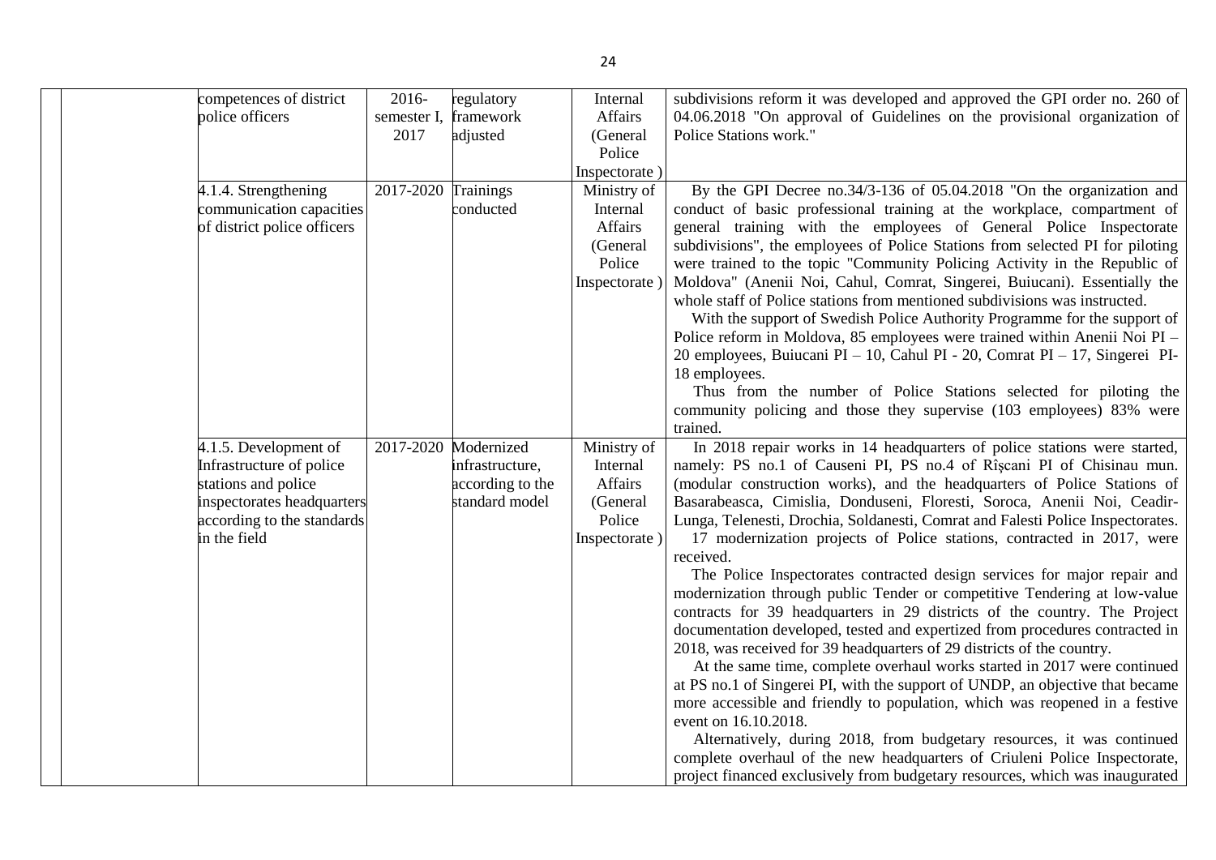| | | | | | | |
|---|---|---|---|---|---|---|
| | | competences of district police officers | 2016-semester I, 2017 | regulatory framework adjusted | Internal Affairs (General Police Inspectorate ) | subdivisions reform it was developed and approved the GPI order no. 260 of 04.06.2018 "On approval of Guidelines on the provisional organization of Police Stations work." |
| | | 4.1.4. Strengthening communication capacities of district police officers | 2017-2020 | Trainings conducted | Ministry of Internal Affairs (General Police Inspectorate ) | By the GPI Decree no.34/3-136 of 05.04.2018 "On the organization and conduct of basic professional training at the workplace, compartment of general training with the employees of General Police Inspectorate subdivisions", the employees of Police Stations from selected PI for piloting were trained to the topic "Community Policing Activity in the Republic of Moldova" (Anenii Noi, Cahul, Comrat, Singerei, Buiucani). Essentially the whole staff of Police stations from mentioned subdivisions was instructed.<br>With the support of Swedish Police Authority Programme for the support of Police reform in Moldova, 85 employees were trained within Anenii Noi PI – 20 employees, Buiucani PI – 10, Cahul PI - 20, Comrat PI – 17, Singerei PI-18 employees.<br>Thus from the number of Police Stations selected for piloting the community policing and those they supervise (103 employees) 83% were trained. |
| | | 4.1.5. Development of Infrastructure of police stations and police inspectorates headquarters according to the standards in the field | 2017-2020 | Modernized infrastructure, according to the standard model | Ministry of Internal Affairs (General Police Inspectorate ) | In 2018 repair works in 14 headquarters of police stations were started, namely: PS no.1 of Causeni PI, PS no.4 of Rîșcani PI of Chisinau mun. (modular construction works), and the headquarters of Police Stations of Basarabeasca, Cimislia, Donduseni, Floresti, Soroca, Anenii Noi, Ceadir-Lunga, Telenesti, Drochia, Soldanesti, Comrat and Falesti Police Inspectorates.<br>17 modernization projects of Police stations, contracted in 2017, were received.<br>The Police Inspectorates contracted design services for major repair and modernization through public Tender or competitive Tendering at low-value contracts for 39 headquarters in 29 districts of the country. The Project documentation developed, tested and expertized from procedures contracted in 2018, was received for 39 headquarters of 29 districts of the country.<br>At the same time, complete overhaul works started in 2017 were continued at PS no.1 of Singerei PI, with the support of UNDP, an objective that became more accessible and friendly to population, which was reopened in a festive event on 16.10.2018.<br>Alternatively, during 2018, from budgetary resources, it was continued complete overhaul of the new headquarters of Criuleni Police Inspectorate, project financed exclusively from budgetary resources, which was inaugurated |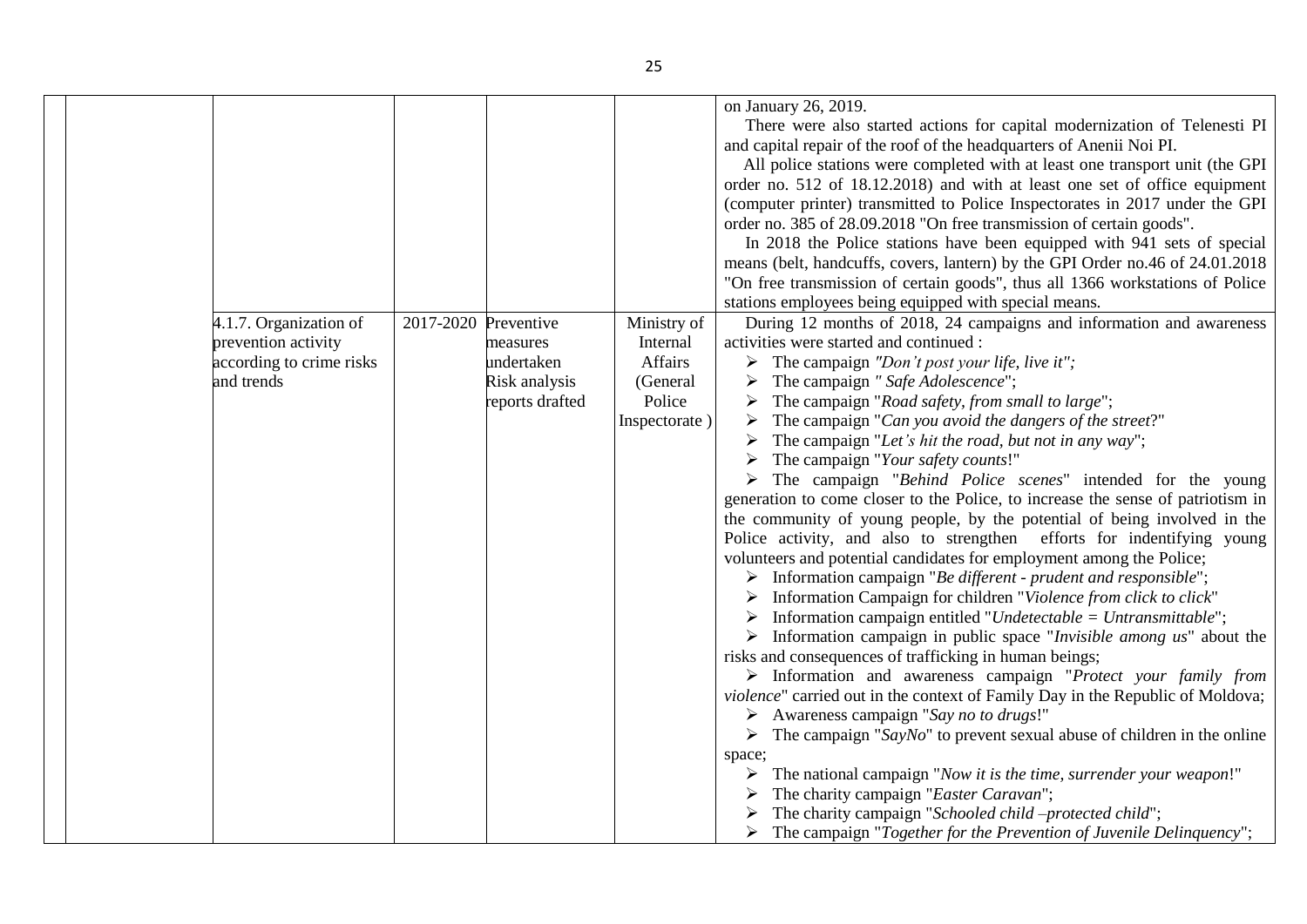| | | | | | |
|---|---|---|---|---|---|
| | | | | | on January 26, 2019.<br>There were also started actions for capital modernization of Telenesti PI and capital repair of the roof of the headquarters of Anenii Noi PI.<br>All police stations were completed with at least one transport unit (the GPI order no. 512 of 18.12.2018) and with at least one set of office equipment (computer printer) transmitted to Police Inspectorates in 2017 under the GPI order no. 385 of 28.09.2018 "On free transmission of certain goods".<br>In 2018 the Police stations have been equipped with 941 sets of special means (belt, handcuffs, covers, lantern) by the GPI Order no.46 of 24.01.2018 "On free transmission of certain goods", thus all 1366 workstations of Police stations employees being equipped with special means. |
| | 4.1.7. Organization of prevention activity according to crime risks and trends | 2017-2020 | Preventive measures undertaken<br>Risk analysis reports drafted | Ministry of Internal Affairs (General Police Inspectorate ) | During 12 months of 2018, 24 campaigns and information and awareness activities were started and continued :<br>➢ The campaign *"Don't post your life, live it";*<br>➢ The campaign *" Safe Adolescence*";<br>➢ The campaign "*Road safety, from small to large*";<br>➢ The campaign "*Can you avoid the dangers of the street*?"<br>➢ The campaign "*Let's hit the road, but not in any way*";<br>➢ The campaign "*Your safety counts*!"<br>➢ The campaign "*Behind Police scenes*" intended for the young generation to come closer to the Police, to increase the sense of patriotism in the community of young people, by the potential of being involved in the Police activity, and also to strengthen efforts for indentifying young volunteers and potential candidates for employment among the Police;<br>➢ Information campaign "*Be different - prudent and responsible*";<br>➢ Information Campaign for children "*Violence from click to click*"<br>➢ Information campaign entitled "*Undetectable = Untransmittable*";<br>➢ Information campaign in public space "*Invisible among us*" about the risks and consequences of trafficking in human beings;<br>➢ Information and awareness campaign "*Protect your family from violence*" carried out in the context of Family Day in the Republic of Moldova;<br>➢ Awareness campaign "*Say no to drugs*!"<br>➢ The campaign "*SayNo*" to prevent sexual abuse of children in the online space;<br>➢ The national campaign "*Now it is the time, surrender your weapon*!"<br>➢ The charity campaign "*Easter Caravan*";<br>➢ The charity campaign "*Schooled child –protected child*";<br>➢ The campaign "*Together for the Prevention of Juvenile Delinquency*"; |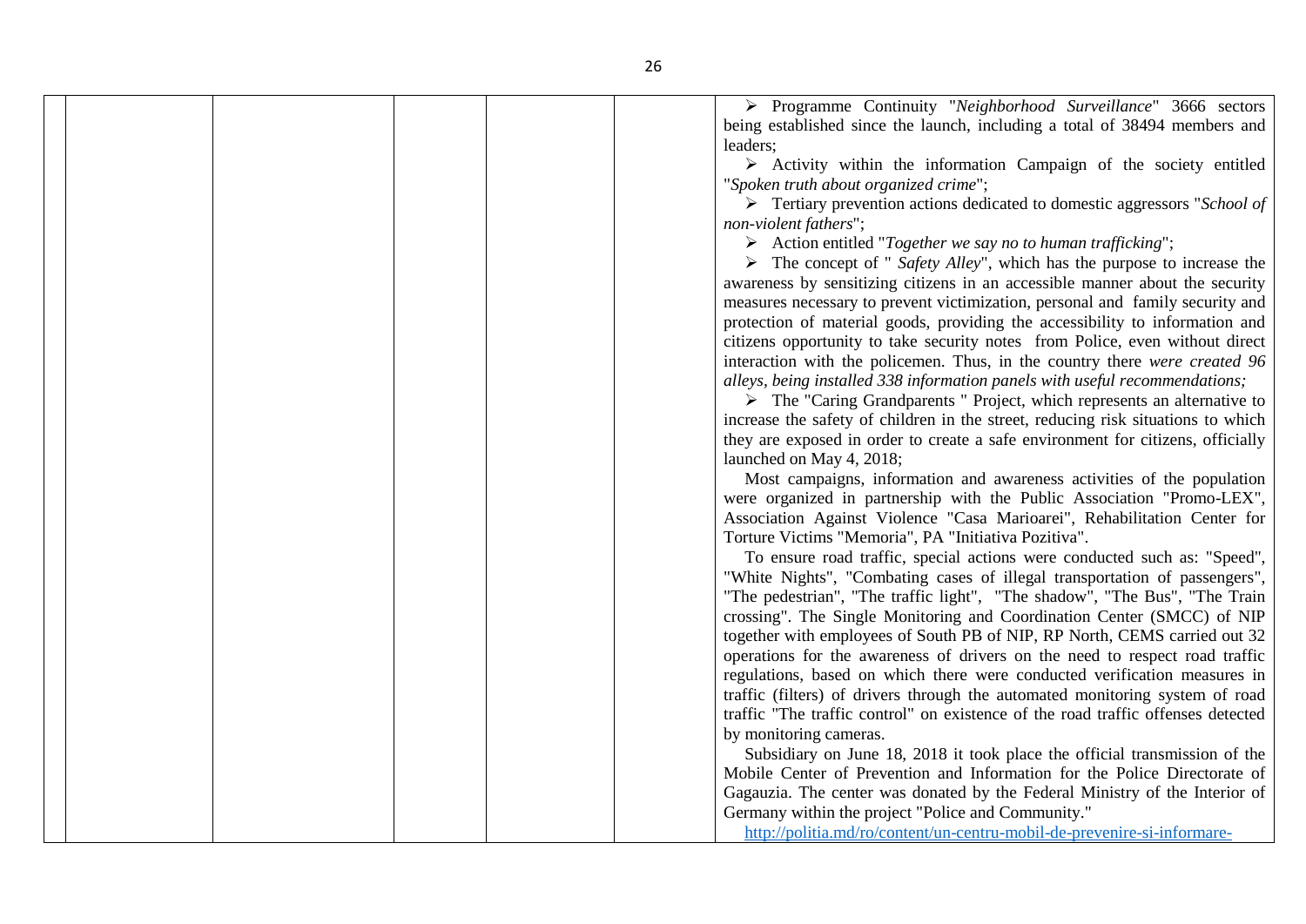| | | | | | |
|---|---|---|---|---|---|
| | | | | | ➢ Programme Continuity "*Neighborhood Surveillance*" 3666 sectors being established since the launch, including a total of 38494 members and leaders;<br>➢ Activity within the information Campaign of the society entitled "*Spoken truth about organized crime*";<br>➢ Tertiary prevention actions dedicated to domestic aggressors "*School of non-violent fathers*";<br>➢ Action entitled "*Together we say no to human trafficking*";<br>➢ The concept of " *Safety Alley*", which has the purpose to increase the awareness by sensitizing citizens in an accessible manner about the security measures necessary to prevent victimization, personal and family security and protection of material goods, providing the accessibility to information and citizens opportunity to take security notes from Police, even without direct interaction with the policemen. Thus, in the country there *were created 96 alleys, being installed 338 information panels with useful recommendations;*<br>➢ The "Caring Grandparents " Project, which represents an alternative to increase the safety of children in the street, reducing risk situations to which they are exposed in order to create a safe environment for citizens, officially launched on May 4, 2018;<br>Most campaigns, information and awareness activities of the population were organized in partnership with the Public Association "Promo-LEX", Association Against Violence "Casa Marioarei", Rehabilitation Center for Torture Victims "Memoria", PA "Initiativa Pozitiva".<br>To ensure road traffic, special actions were conducted such as: "Speed", "White Nights", "Combating cases of illegal transportation of passengers", "The pedestrian", "The traffic light", "The shadow", "The Bus", "The Train crossing". The Single Monitoring and Coordination Center (SMCC) of NIP together with employees of South PB of NIP, RP North, CEMS carried out 32 operations for the awareness of drivers on the need to respect road traffic regulations, based on which there were conducted verification measures in traffic (filters) of drivers through the automated monitoring system of road traffic "The traffic control" on existence of the road traffic offenses detected by monitoring cameras.<br>Subsidiary on June 18, 2018 it took place the official transmission of the Mobile Center of Prevention and Information for the Police Directorate of Gagauzia. The center was donated by the Federal Ministry of the Interior of Germany within the project "Police and Community."<br>http://politia.md/ro/content/un-centru-mobil-de-prevenire-si-informare- |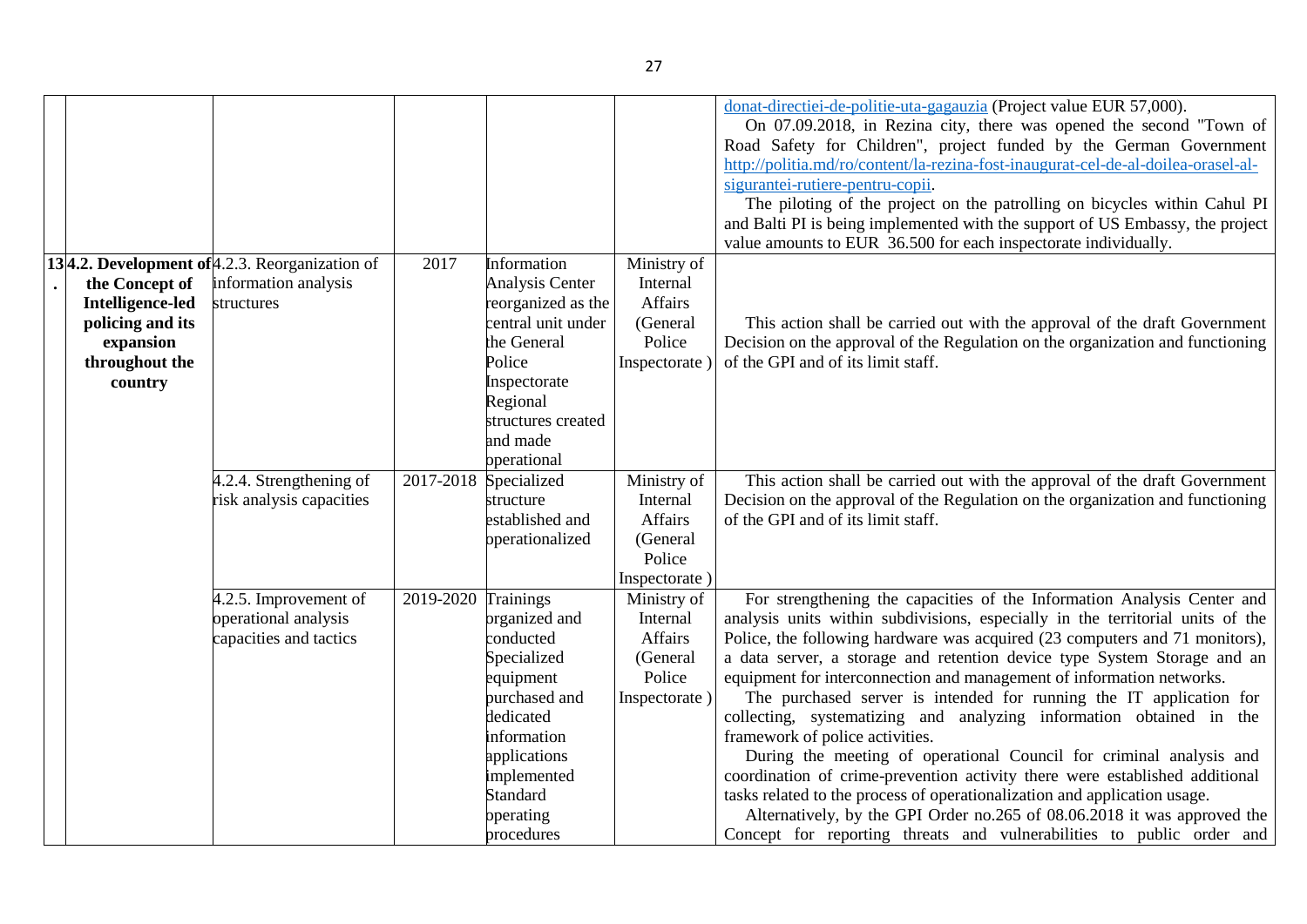| | | | | | | |
|---|---|---|---|---|---|---|
| | | | | | | donat-directiei-de-politie-uta-gagauzia (Project value EUR 57,000).<br>On 07.09.2018, in Rezina city, there was opened the second "Town of Road Safety for Children", project funded by the German Government http://politia.md/ro/content/la-rezina-fost-inaugurat-cel-de-al-doilea-orasel-al-sigurantei-rutiere-pentru-copii.<br>The piloting of the project on the patrolling on bicycles within Cahul PI and Balti PI is being implemented with the support of US Embassy, the project value amounts to EUR 36.500 for each inspectorate individually. |
| 13. | **4.2. Development of the Concept of Intelligence-led policing and its expansion throughout the country** | 4.2.3. Reorganization of information analysis structures | 2017 | Information Analysis Center reorganized as the central unit under the General Police Inspectorate<br>Regional structures created and made operational | Ministry of Internal Affairs (General Police Inspectorate ) | This action shall be carried out with the approval of the draft Government Decision on the approval of the Regulation on the organization and functioning of the GPI and of its limit staff. |
| | | 4.2.4. Strengthening of risk analysis capacities | 2017-2018 | Specialized structure established and operationalized | Ministry of Internal Affairs (General Police Inspectorate ) | This action shall be carried out with the approval of the draft Government Decision on the approval of the Regulation on the organization and functioning of the GPI and of its limit staff. |
| | | 4.2.5. Improvement of operational analysis capacities and tactics | 2019-2020 | Trainings organized and conducted<br>Specialized equipment purchased and dedicated information applications implemented<br>Standard operating procedures | Ministry of Internal Affairs (General Police Inspectorate ) | For strengthening the capacities of the Information Analysis Center and analysis units within subdivisions, especially in the territorial units of the Police, the following hardware was acquired (23 computers and 71 monitors), a data server, a storage and retention device type System Storage and an equipment for interconnection and management of information networks.<br>The purchased server is intended for running the IT application for collecting, systematizing and analyzing information obtained in the framework of police activities.<br>During the meeting of operational Council for criminal analysis and coordination of crime-prevention activity there were established additional tasks related to the process of operationalization and application usage.<br>Alternatively, by the GPI Order no.265 of 08.06.2018 it was approved the Concept for reporting threats and vulnerabilities to public order and |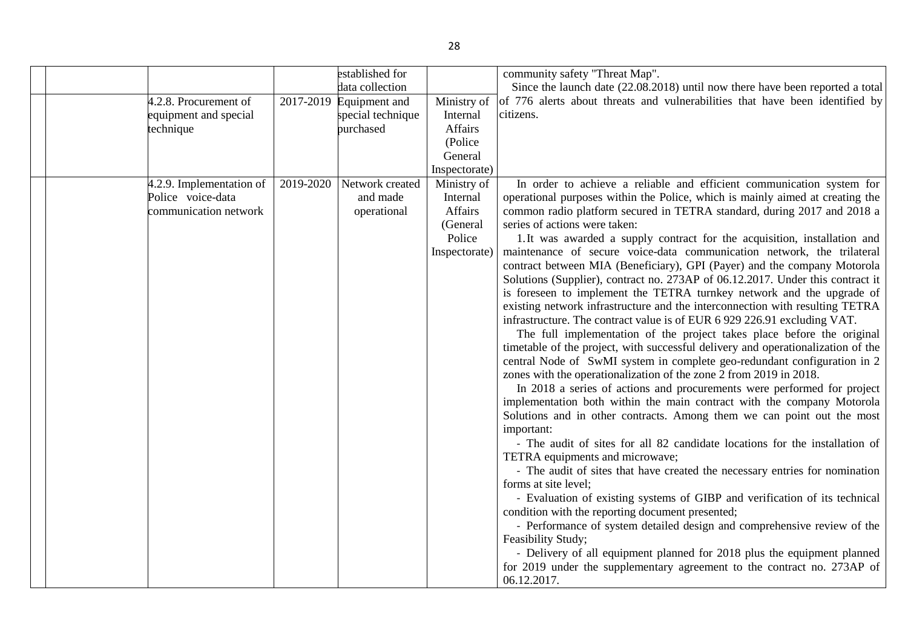|  |  |  |  |  |  |
|---|---|---|---|---|---|
|  |  |  | established for data collection |  | community safety "Threat Map".<br>Since the launch date (22.08.2018) until now there have been reported a total of 776 alerts about threats and vulnerabilities that have been identified by citizens. |
|  | 4.2.8. Procurement of equipment and special technique | 2017-2019 | Equipment and special technique purchased | Ministry of Internal Affairs (Police General Inspectorate) |  |
|  | 4.2.9. Implementation of Police voice-data communication network | 2019-2020 | Network created and made operational | Ministry of Internal Affairs (General Police Inspectorate) | In order to achieve a reliable and efficient communication system for operational purposes within the Police, which is mainly aimed at creating the common radio platform secured in TETRA standard, during 2017 and 2018 a series of actions were taken:<br>1.It was awarded a supply contract for the acquisition, installation and maintenance of secure voice-data communication network, the trilateral contract between MIA (Beneficiary), GPI (Payer) and the company Motorola Solutions (Supplier), contract no. 273AP of 06.12.2017. Under this contract it is foreseen to implement the TETRA turnkey network and the upgrade of existing network infrastructure and the interconnection with resulting TETRA infrastructure. The contract value is of EUR 6 929 226.91 excluding VAT.<br>The full implementation of the project takes place before the original timetable of the project, with successful delivery and operationalization of the central Node of SwMI system in complete geo-redundant configuration in 2 zones with the operationalization of the zone 2 from 2019 in 2018.<br>In 2018 a series of actions and procurements were performed for project implementation both within the main contract with the company Motorola Solutions and in other contracts. Among them we can point out the most important:<br>- The audit of sites for all 82 candidate locations for the installation of TETRA equipments and microwave;<br>- The audit of sites that have created the necessary entries for nomination forms at site level;<br>- Evaluation of existing systems of GIBP and verification of its technical condition with the reporting document presented;<br>- Performance of system detailed design and comprehensive review of the Feasibility Study;<br>- Delivery of all equipment planned for 2018 plus the equipment planned for 2019 under the supplementary agreement to the contract no. 273AP of 06.12.2017. |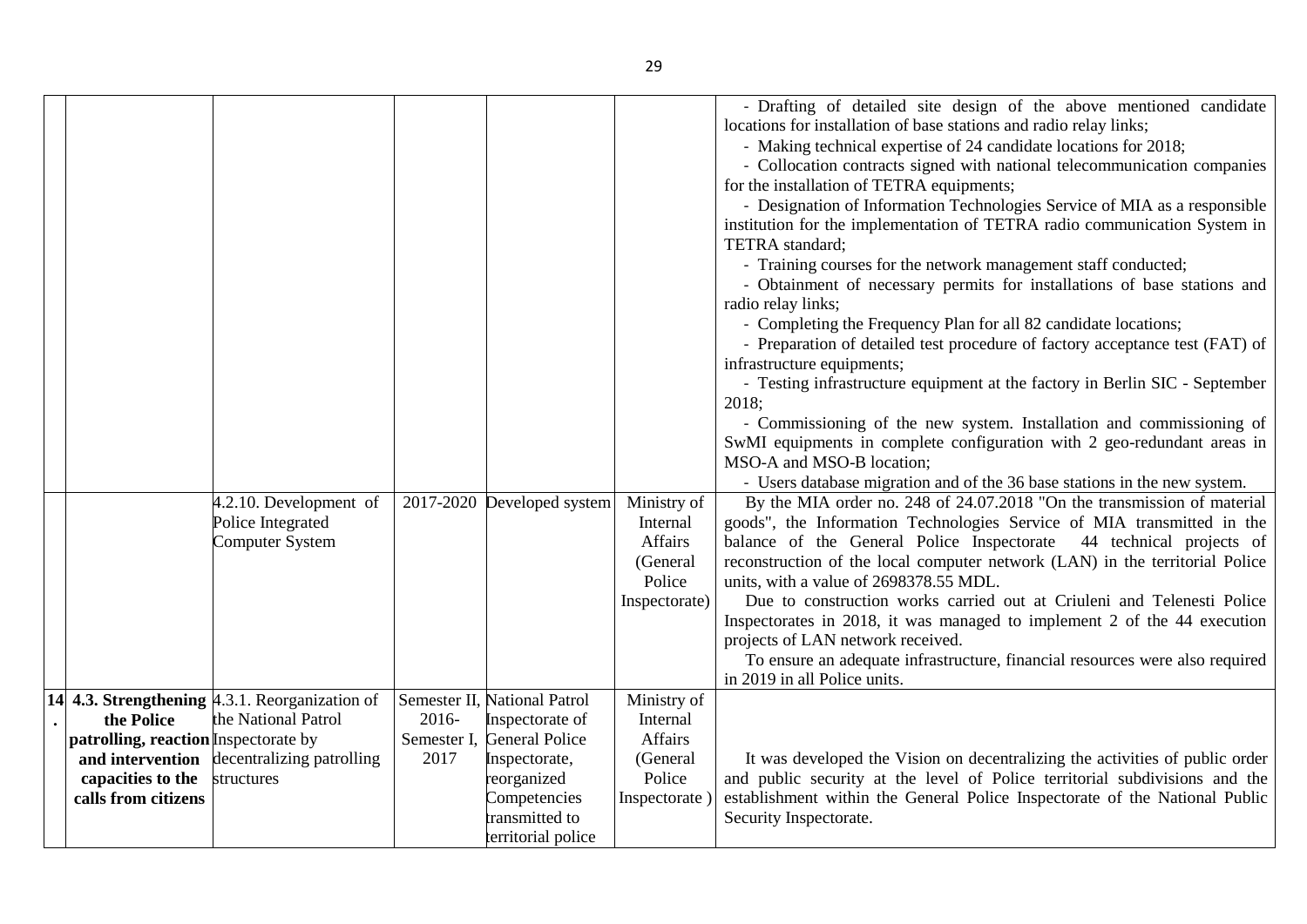| | | | | | | |
|---|---|---|---|---|---|---|
| | | | | | | - Drafting of detailed site design of the above mentioned candidate locations for installation of base stations and radio relay links;<br>- Making technical expertise of 24 candidate locations for 2018;<br>- Collocation contracts signed with national telecommunication companies for the installation of TETRA equipments;<br>- Designation of Information Technologies Service of MIA as a responsible institution for the implementation of TETRA radio communication System in TETRA standard;<br>- Training courses for the network management staff conducted;<br>- Obtainment of necessary permits for installations of base stations and radio relay links;<br>- Completing the Frequency Plan for all 82 candidate locations;<br>- Preparation of detailed test procedure of factory acceptance test (FAT) of infrastructure equipments;<br>- Testing infrastructure equipment at the factory in Berlin SIC - September 2018;<br>- Commissioning of the new system. Installation and commissioning of SwMI equipments in complete configuration with 2 geo-redundant areas in MSO-A and MSO-B location;<br>- Users database migration and of the 36 base stations in the new system. |
| | | 4.2.10. Development of Police Integrated Computer System | 2017-2020 | Developed system | Ministry of Internal Affairs (General Police Inspectorate) | By the MIA order no. 248 of 24.07.2018 "On the transmission of material goods", the Information Technologies Service of MIA transmitted in the balance of the General Police Inspectorate 44 technical projects of reconstruction of the local computer network (LAN) in the territorial Police units, with a value of 2698378.55 MDL.<br>Due to construction works carried out at Criuleni and Telenesti Police Inspectorates in 2018, it was managed to implement 2 of the 44 execution projects of LAN network received.<br>To ensure an adequate infrastructure, financial resources were also required in 2019 in all Police units. |
| 14. | **4.3. Strengthening the Police patrolling, reaction and intervention capacities to the calls from citizens** | 4.3.1. Reorganization of the National Patrol Inspectorate by decentralizing patrolling structures | Semester II, 2016-Semester I, 2017 | National Patrol Inspectorate of General Police Inspectorate, reorganized Competencies transmitted to territorial police | Ministry of Internal Affairs (General Police Inspectorate ) | It was developed the Vision on decentralizing the activities of public order and public security at the level of Police territorial subdivisions and the establishment within the General Police Inspectorate of the National Public Security Inspectorate. |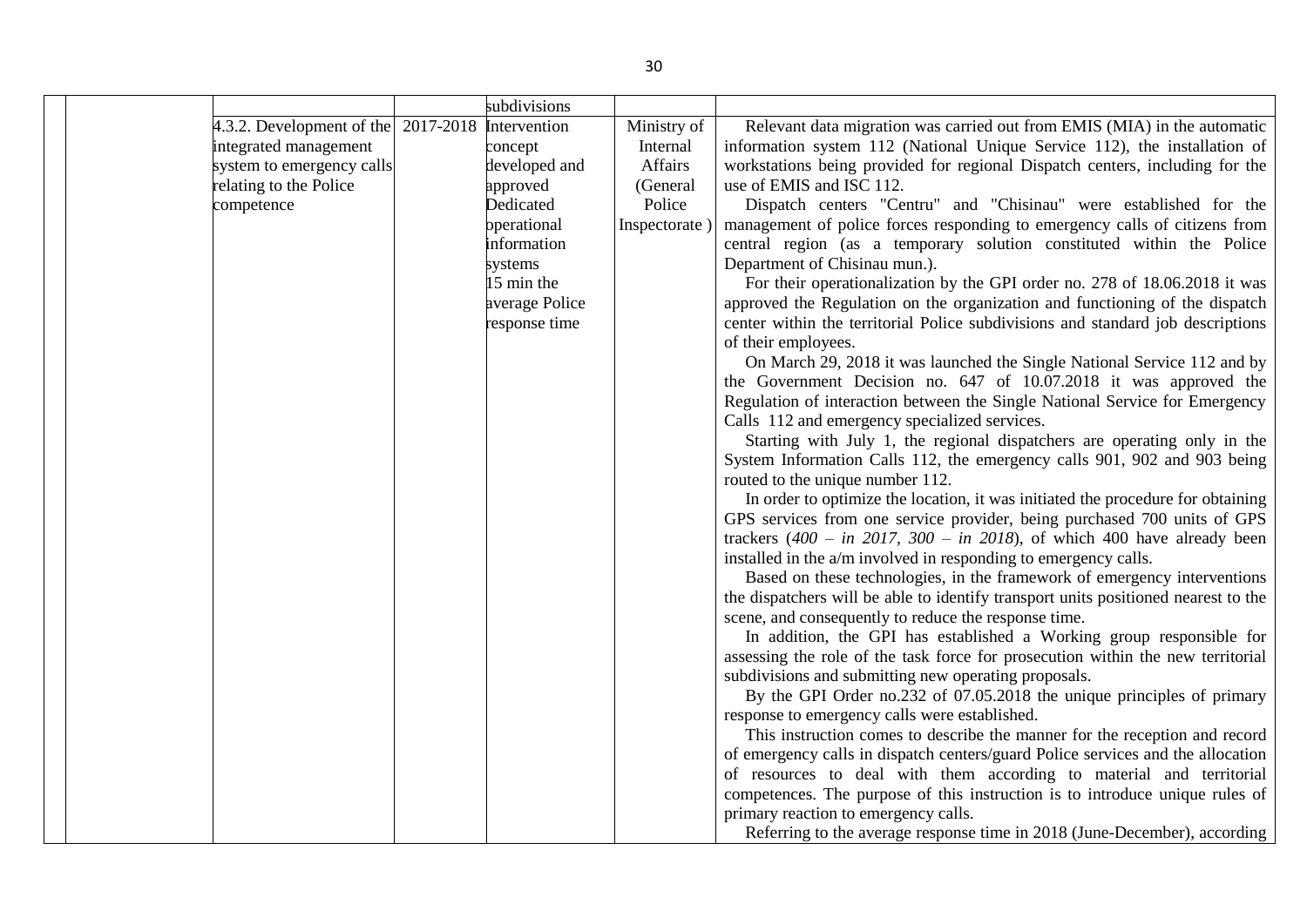| | | | | | |
|---|---|---|---|---|---|
| | | | subdivisions | | |
| | 4.3.2. Development of the integrated management system to emergency calls relating to the Police competence | 2017-2018 | Intervention concept developed and approved<br>Dedicated operational information systems<br>15 min the average Police response time | Ministry of Internal Affairs (General Police Inspectorate ) | Relevant data migration was carried out from EMIS (MIA) in the automatic information system 112 (National Unique Service 112), the installation of workstations being provided for regional Dispatch centers, including for the use of EMIS and ISC 112.<br>Dispatch centers "Centru" and "Chisinau" were established for the management of police forces responding to emergency calls of citizens from central region (as a temporary solution constituted within the Police Department of Chisinau mun.).<br>For their operationalization by the GPI order no. 278 of 18.06.2018 it was approved the Regulation on the organization and functioning of the dispatch center within the territorial Police subdivisions and standard job descriptions of their employees.<br>On March 29, 2018 it was launched the Single National Service 112 and by the Government Decision no. 647 of 10.07.2018 it was approved the Regulation of interaction between the Single National Service for Emergency Calls 112 and emergency specialized services.<br>Starting with July 1, the regional dispatchers are operating only in the System Information Calls 112, the emergency calls 901, 902 and 903 being routed to the unique number 112.<br>In order to optimize the location, it was initiated the procedure for obtaining GPS services from one service provider, being purchased 700 units of GPS trackers (*400 – in 2017, 300 – in 2018*), of which 400 have already been installed in the a/m involved in responding to emergency calls.<br>Based on these technologies, in the framework of emergency interventions the dispatchers will be able to identify transport units positioned nearest to the scene, and consequently to reduce the response time.<br>In addition, the GPI has established a Working group responsible for assessing the role of the task force for prosecution within the new territorial subdivisions and submitting new operating proposals.<br>By the GPI Order no.232 of 07.05.2018 the unique principles of primary response to emergency calls were established.<br>This instruction comes to describe the manner for the reception and record of emergency calls in dispatch centers/guard Police services and the allocation of resources to deal with them according to material and territorial competences. The purpose of this instruction is to introduce unique rules of primary reaction to emergency calls.<br>Referring to the average response time in 2018 (June-December), according |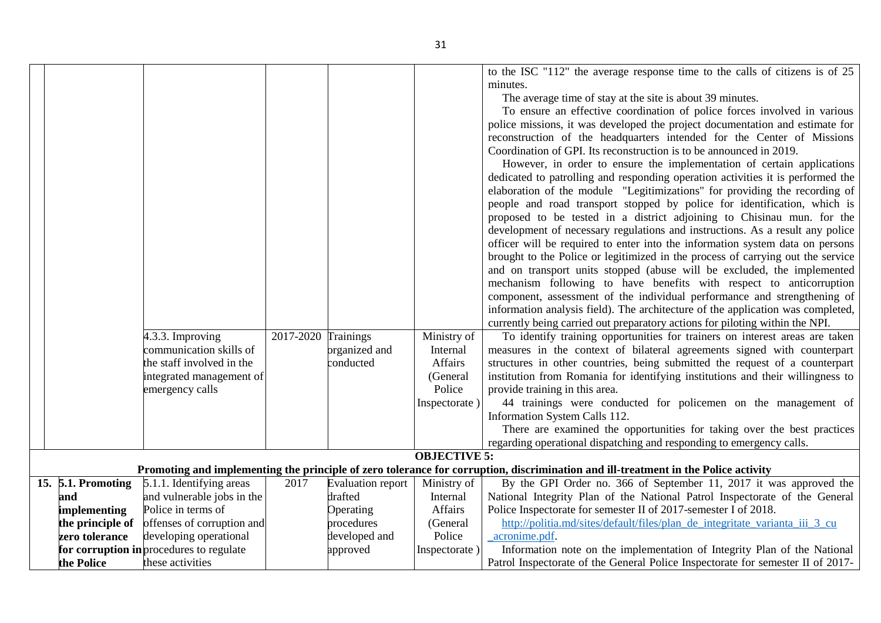| | | | | | | |
|---|---|---|---|---|---|---|
| | | | | | | to the ISC "112" the average response time to the calls of citizens is of 25 minutes.<br>The average time of stay at the site is about 39 minutes.<br>To ensure an effective coordination of police forces involved in various police missions, it was developed the project documentation and estimate for reconstruction of the headquarters intended for the Center of Missions Coordination of GPI. Its reconstruction is to be announced in 2019.<br>However, in order to ensure the implementation of certain applications dedicated to patrolling and responding operation activities it is performed the elaboration of the module "Legitimizations" for providing the recording of people and road transport stopped by police for identification, which is proposed to be tested in a district adjoining to Chisinau mun. for the development of necessary regulations and instructions. As a result any police officer will be required to enter into the information system data on persons brought to the Police or legitimized in the process of carrying out the service and on transport units stopped (abuse will be excluded, the implemented mechanism following to have benefits with respect to anticorruption component, assessment of the individual performance and strengthening of information analysis field). The architecture of the application was completed, currently being carried out preparatory actions for piloting within the NPI. |
| | | 4.3.3. Improving communication skills of the staff involved in the integrated management of emergency calls | 2017-2020 | Trainings organized and conducted | Ministry of Internal Affairs (General Police Inspectorate ) | To identify training opportunities for trainers on interest areas are taken measures in the context of bilateral agreements signed with counterpart structures in other countries, being submitted the request of a counterpart institution from Romania for identifying institutions and their willingness to provide training in this area.<br>44 trainings were conducted for policemen on the management of Information System Calls 112.<br>There are examined the opportunities for taking over the best practices regarding operational dispatching and responding to emergency calls. |
| **OBJECTIVE 5: Promoting and implementing the principle of zero tolerance for corruption, discrimination and ill-treatment in the Police activity** | | | | | | |
| **15.** | **5.1. Promoting and implementing the principle of zero tolerance for corruption in the Police** | 5.1.1. Identifying areas and vulnerable jobs in the Police in terms of offenses of corruption and developing operational procedures to regulate these activities | 2017 | Evaluation report drafted<br>Operating procedures developed and approved | Ministry of Internal Affairs (General Police Inspectorate ) | By the GPI Order no. 366 of September 11, 2017 it was approved the National Integrity Plan of the National Patrol Inspectorate of the General Police Inspectorate for semester II of 2017-semester I of 2018.<br>http://politia.md/sites/default/files/plan_de_integritate_varianta_iii_3_cu_acronime.pdf.<br>Information note on the implementation of Integrity Plan of the National Patrol Inspectorate of the General Police Inspectorate for semester II of 2017- |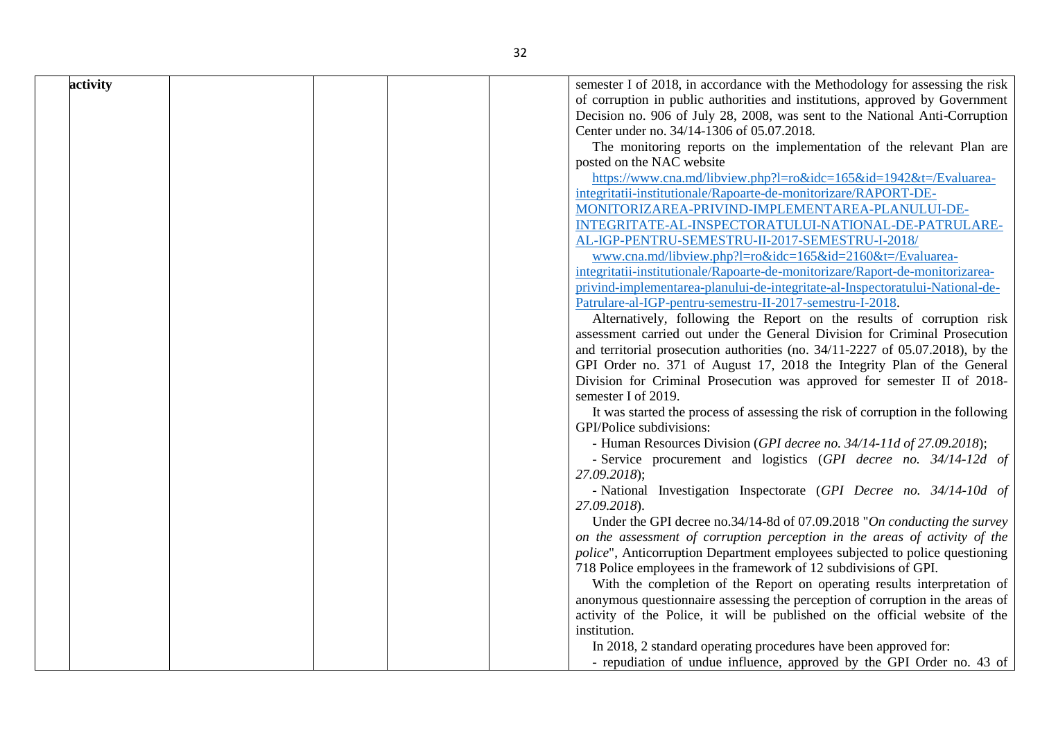| activity | | | | | semester I of 2018, in accordance with the Methodology for assessing the risk of corruption in public authorities and institutions, approved by Government Decision no. 906 of July 28, 2008, was sent to the National Anti-Corruption Center under no. 34/14-1306 of 05.07.2018.<br>The monitoring reports on the implementation of the relevant Plan are posted on the NAC website<br>https://www.cna.md/libview.php?l=ro&idc=165&id=1942&t=/Evaluarea-integritatii-institutionale/Rapoarte-de-monitorizare/RAPORT-DE-MONITORIZAREA-PRIVIND-IMPLEMENTAREA-PLANULUI-DE-INTEGRITATE-AL-INSPECTORATULUI-NATIONAL-DE-PATRULARE-AL-IGP-PENTRU-SEMESTRU-II-2017-SEMESTRU-I-2018/<br>www.cna.md/libview.php?l=ro&idc=165&id=2160&t=/Evaluarea-integritatii-institutionale/Rapoarte-de-monitorizare/Raport-de-monitorizarea-privind-implementarea-planului-de-integritate-al-Inspectoratului-National-de-Patrulare-al-IGP-pentru-semestru-II-2017-semestru-I-2018.<br>Alternatively, following the Report on the results of corruption risk assessment carried out under the General Division for Criminal Prosecution and territorial prosecution authorities (no. 34/11-2227 of 05.07.2018), by the GPI Order no. 371 of August 17, 2018 the Integrity Plan of the General Division for Criminal Prosecution was approved for semester II of 2018-semester I of 2019.<br>It was started the process of assessing the risk of corruption in the following GPI/Police subdivisions:<br>- Human Resources Division (*GPI decree no. 34/14-11d of 27.09.2018*);<br>- Service procurement and logistics (*GPI decree no. 34/14-12d of 27.09.2018*);<br>- National Investigation Inspectorate (*GPI Decree no. 34/14-10d of 27.09.2018*).<br>Under the GPI decree no.34/14-8d of 07.09.2018 "*On conducting the survey on the assessment of corruption perception in the areas of activity of the police*", Anticorruption Department employees subjected to police questioning 718 Police employees in the framework of 12 subdivisions of GPI.<br>With the completion of the Report on operating results interpretation of anonymous questionnaire assessing the perception of corruption in the areas of activity of the Police, it will be published on the official website of the institution.<br>In 2018, 2 standard operating procedures have been approved for:<br>- repudiation of undue influence, approved by the GPI Order no. 43 of |
|---|---|---|---|---|---|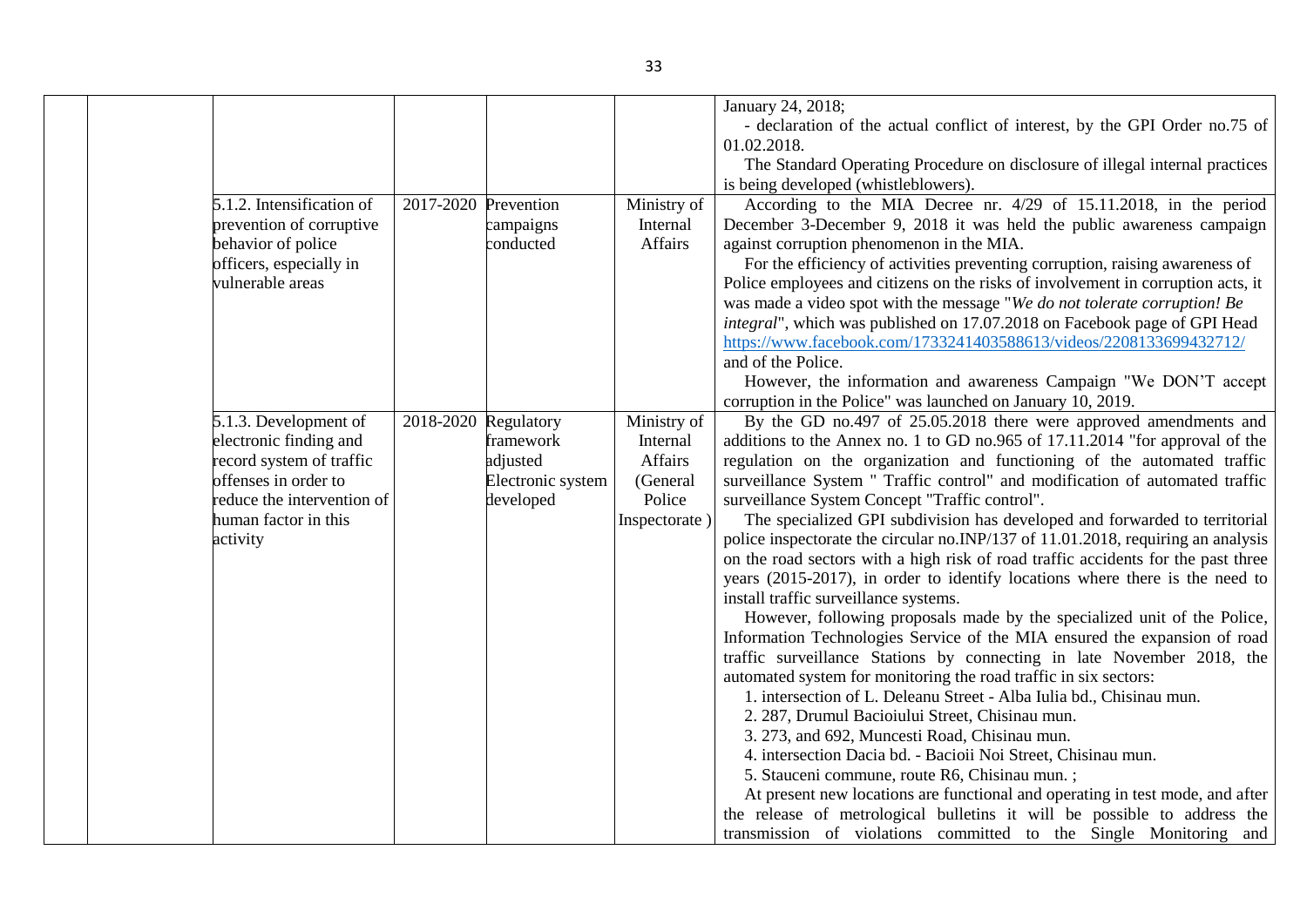| | | | | | |
|---|---|---|---|---|---|
| | | | | | January 24, 2018;<br>- declaration of the actual conflict of interest, by the GPI Order no.75 of 01.02.2018.<br>The Standard Operating Procedure on disclosure of illegal internal practices is being developed (whistleblowers). |
| | | 5.1.2. Intensification of prevention of corruptive behavior of police officers, especially in vulnerable areas | 2017-2020 | Prevention campaigns conducted | Ministry of Internal Affairs | According to the MIA Decree nr. 4/29 of 15.11.2018, in the period December 3-December 9, 2018 it was held the public awareness campaign against corruption phenomenon in the MIA.<br>For the efficiency of activities preventing corruption, raising awareness of Police employees and citizens on the risks of involvement in corruption acts, it was made a video spot with the message "*We do not tolerate corruption! Be integral*", which was published on 17.07.2018 on Facebook page of GPI Head https://www.facebook.com/1733241403588613/videos/2208133699432712/ and of the Police.<br>However, the information and awareness Campaign "We DON'T accept corruption in the Police" was launched on January 10, 2019. |
| | | 5.1.3. Development of electronic finding and record system of traffic offenses in order to reduce the intervention of human factor in this activity | 2018-2020 | Regulatory framework adjusted<br>Electronic system developed | Ministry of Internal Affairs (General Police Inspectorate ) | By the GD no.497 of 25.05.2018 there were approved amendments and additions to the Annex no. 1 to GD no.965 of 17.11.2014 "for approval of the regulation on the organization and functioning of the automated traffic surveillance System " Traffic control" and modification of automated traffic surveillance System Concept "Traffic control".<br>The specialized GPI subdivision has developed and forwarded to territorial police inspectorate the circular no.INP/137 of 11.01.2018, requiring an analysis on the road sectors with a high risk of road traffic accidents for the past three years (2015-2017), in order to identify locations where there is the need to install traffic surveillance systems.<br>However, following proposals made by the specialized unit of the Police, Information Technologies Service of the MIA ensured the expansion of road traffic surveillance Stations by connecting in late November 2018, the automated system for monitoring the road traffic in six sectors:<br>1. intersection of L. Deleanu Street - Alba Iulia bd., Chisinau mun.<br>2. 287, Drumul Bacioiului Street, Chisinau mun.<br>3. 273, and 692, Muncesti Road, Chisinau mun.<br>4. intersection Dacia bd. - Bacioii Noi Street, Chisinau mun.<br>5. Stauceni commune, route R6, Chisinau mun. ;<br>At present new locations are functional and operating in test mode, and after the release of metrological bulletins it will be possible to address the transmission of violations committed to the Single Monitoring and |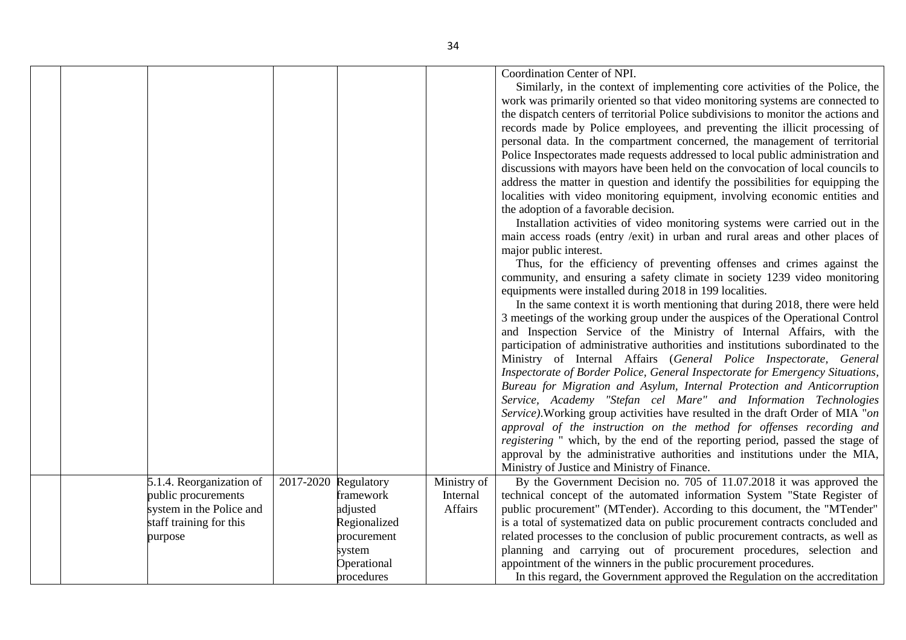| | | | | | | |
|---|---|---|---|---|---|---|
| | | | | | | Coordination Center of NPI.<br>Similarly, in the context of implementing core activities of the Police, the work was primarily oriented so that video monitoring systems are connected to the dispatch centers of territorial Police subdivisions to monitor the actions and records made by Police employees, and preventing the illicit processing of personal data. In the compartment concerned, the management of territorial Police Inspectorates made requests addressed to local public administration and discussions with mayors have been held on the convocation of local councils to address the matter in question and identify the possibilities for equipping the localities with video monitoring equipment, involving economic entities and the adoption of a favorable decision.<br>Installation activities of video monitoring systems were carried out in the main access roads (entry /exit) in urban and rural areas and other places of major public interest.<br>Thus, for the efficiency of preventing offenses and crimes against the community, and ensuring a safety climate in society 1239 video monitoring equipments were installed during 2018 in 199 localities.<br>In the same context it is worth mentioning that during 2018, there were held 3 meetings of the working group under the auspices of the Operational Control and Inspection Service of the Ministry of Internal Affairs, with the participation of administrative authorities and institutions subordinated to the Ministry of Internal Affairs (*General Police Inspectorate, General Inspectorate of Border Police, General Inspectorate for Emergency Situations, Bureau for Migration and Asylum, Internal Protection and Anticorruption Service, Academy "Stefan cel Mare" and Information Technologies Service)*.Working group activities have resulted in the draft Order of MIA "*on approval of the instruction on the method for offenses recording and registering* " which, by the end of the reporting period, passed the stage of approval by the administrative authorities and institutions under the MIA, Ministry of Justice and Ministry of Finance. |
| | | 5.1.4. Reorganization of public procurements system in the Police and staff training for this purpose | 2017-2020 | Regulatory framework adjusted<br>Regionalized procurement system<br>Operational procedures | Ministry of Internal Affairs | By the Government Decision no. 705 of 11.07.2018 it was approved the technical concept of the automated information System "State Register of public procurement" (MTender). According to this document, the "MTender" is a total of systematized data on public procurement contracts concluded and related processes to the conclusion of public procurement contracts, as well as planning and carrying out of procurement procedures, selection and appointment of the winners in the public procurement procedures.<br>In this regard, the Government approved the Regulation on the accreditation |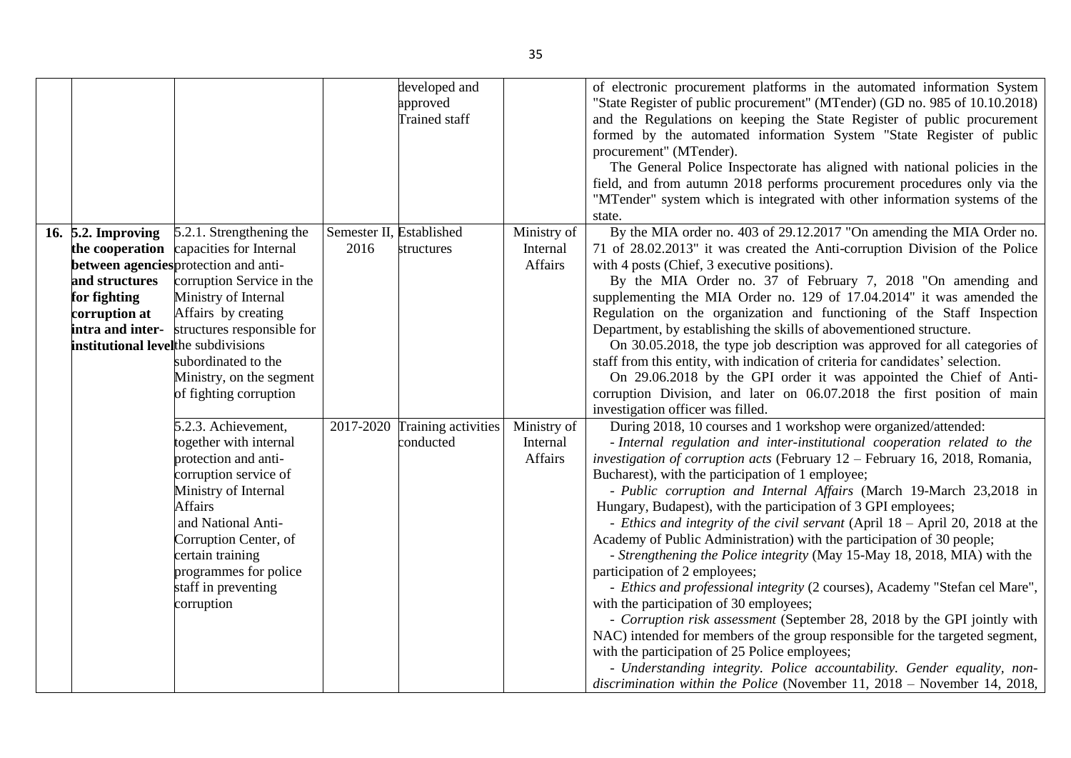| | | | | | | |
|---|---|---|---|---|---|---|
| | | | | developed and approved<br>Trained staff | | of electronic procurement platforms in the automated information System "State Register of public procurement" (MTender) (GD no. 985 of 10.10.2018) and the Regulations on keeping the State Register of public procurement formed by the automated information System "State Register of public procurement" (MTender).<br>The General Police Inspectorate has aligned with national policies in the field, and from autumn 2018 performs procurement procedures only via the "MTender" system which is integrated with other information systems of the state. |
| **16.** | **5.2. Improving the cooperation between agencies and structures for fighting corruption at intra and inter-institutional level** | 5.2.1. Strengthening the capacities for Internal protection and anti-corruption Service in the Ministry of Internal Affairs by creating structures responsible for the subdivisions subordinated to the Ministry, on the segment of fighting corruption | Semester II, 2016 | Established structures | Ministry of Internal Affairs | By the MIA order no. 403 of 29.12.2017 "On amending the MIA Order no. 71 of 28.02.2013" it was created the Anti-corruption Division of the Police with 4 posts (Chief, 3 executive positions).<br>By the MIA Order no. 37 of February 7, 2018 "On amending and supplementing the MIA Order no. 129 of 17.04.2014" it was amended the Regulation on the organization and functioning of the Staff Inspection Department, by establishing the skills of abovementioned structure.<br>On 30.05.2018, the type job description was approved for all categories of staff from this entity, with indication of criteria for candidates' selection.<br>On 29.06.2018 by the GPI order it was appointed the Chief of Anti-corruption Division, and later on 06.07.2018 the first position of main investigation officer was filled. |
| | | 5.2.3. Achievement, together with internal protection and anti-corruption service of Ministry of Internal Affairs and National Anti-Corruption Center, of certain training programmes for police staff in preventing corruption | 2017-2020 | Training activities conducted | Ministry of Internal Affairs | During 2018, 10 courses and 1 workshop were organized/attended:<br>- *Internal regulation and inter-institutional cooperation related to the investigation of corruption acts* (February 12 – February 16, 2018, Romania, Bucharest), with the participation of 1 employee;<br>- *Public corruption and Internal Affairs* (March 19-March 23,2018 in Hungary, Budapest), with the participation of 3 GPI employees;<br>- *Ethics and integrity of the civil servant* (April 18 – April 20, 2018 at the Academy of Public Administration) with the participation of 30 people;<br>- *Strengthening the Police integrity* (May 15-May 18, 2018, MIA) with the participation of 2 employees;<br>- *Ethics and professional integrity* (2 courses), Academy "Stefan cel Mare", with the participation of 30 employees;<br>- *Corruption risk assessment* (September 28, 2018 by the GPI jointly with NAC) intended for members of the group responsible for the targeted segment, with the participation of 25 Police employees;<br>- *Understanding integrity. Police accountability. Gender equality, non-discrimination within the Police* (November 11, 2018 – November 14, 2018, |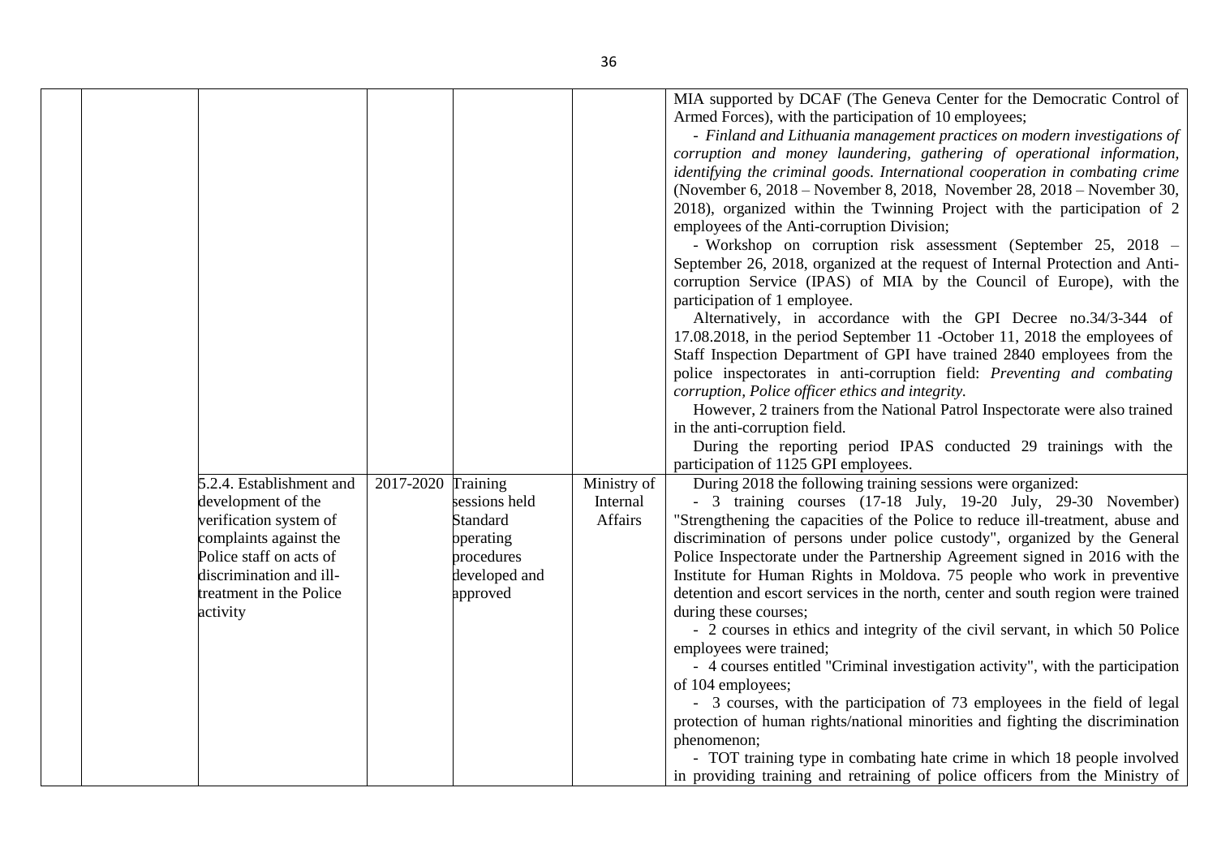| | | | | | | |
|---|---|---|---|---|---|---|
| | | | | | | MIA supported by DCAF (The Geneva Center for the Democratic Control of Armed Forces), with the participation of 10 employees;<br>- *Finland and Lithuania management practices on modern investigations of corruption and money laundering, gathering of operational information, identifying the criminal goods. International cooperation in combating crime* (November 6, 2018 – November 8, 2018, November 28, 2018 – November 30, 2018), organized within the Twinning Project with the participation of 2 employees of the Anti-corruption Division;<br>- Workshop on corruption risk assessment (September 25, 2018 – September 26, 2018, organized at the request of Internal Protection and Anti-corruption Service (IPAS) of MIA by the Council of Europe), with the participation of 1 employee.<br>Alternatively, in accordance with the GPI Decree no.34/3-344 of 17.08.2018, in the period September 11 -October 11, 2018 the employees of Staff Inspection Department of GPI have trained 2840 employees from the police inspectorates in anti-corruption field: *Preventing and combating corruption, Police officer ethics and integrity.*<br>However, 2 trainers from the National Patrol Inspectorate were also trained in the anti-corruption field.<br>During the reporting period IPAS conducted 29 trainings with the participation of 1125 GPI employees. |
| | | 5.2.4. Establishment and development of the verification system of complaints against the Police staff on acts of discrimination and ill-treatment in the Police activity | 2017-2020 | Training sessions held Standard operating procedures developed and approved | Ministry of Internal Affairs | During 2018 the following training sessions were organized:<br>- 3 training courses (17-18 July, 19-20 July, 29-30 November) "Strengthening the capacities of the Police to reduce ill-treatment, abuse and discrimination of persons under police custody", organized by the General Police Inspectorate under the Partnership Agreement signed in 2016 with the Institute for Human Rights in Moldova. 75 people who work in preventive detention and escort services in the north, center and south region were trained during these courses;<br>- 2 courses in ethics and integrity of the civil servant, in which 50 Police employees were trained;<br>- 4 courses entitled "Criminal investigation activity", with the participation of 104 employees;<br>- 3 courses, with the participation of 73 employees in the field of legal protection of human rights/national minorities and fighting the discrimination phenomenon;<br>- TOT training type in combating hate crime in which 18 people involved in providing training and retraining of police officers from the Ministry of |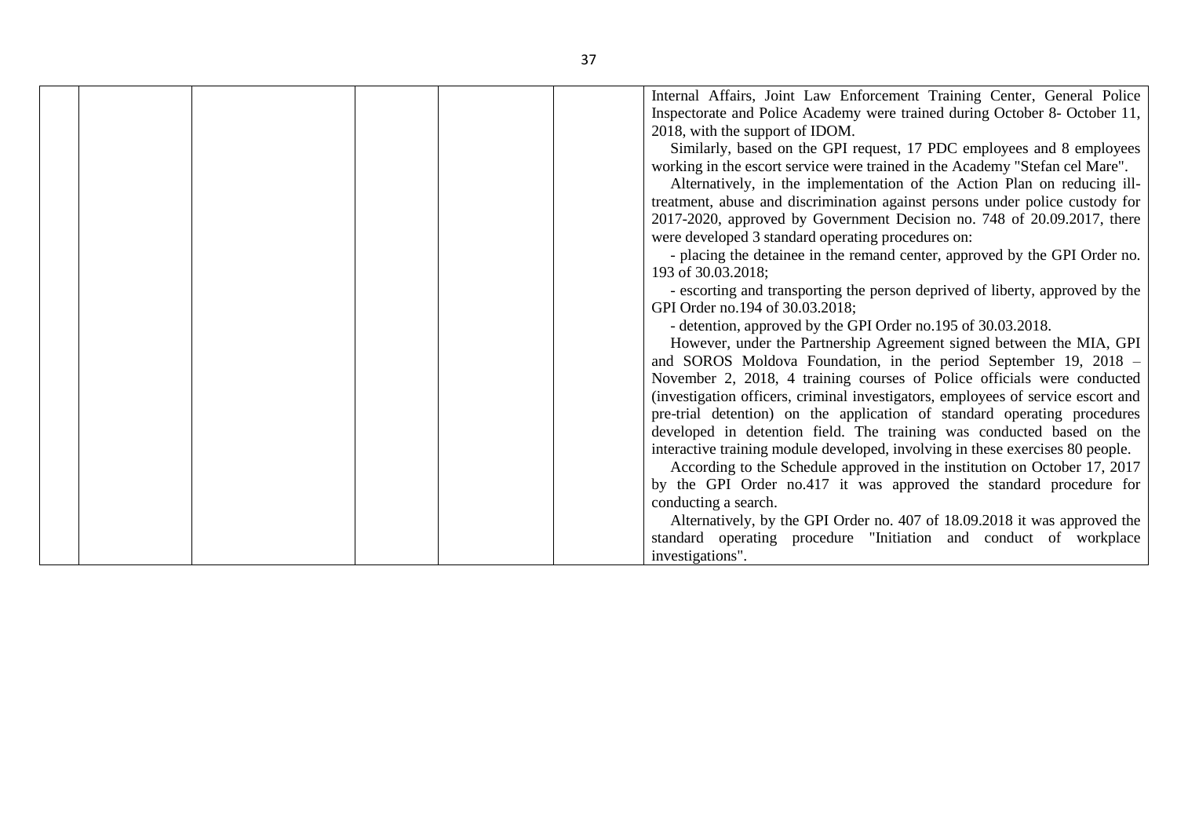| | | | | | |
|---|---|---|---|---|---|
| | | | | | Internal Affairs, Joint Law Enforcement Training Center, General Police Inspectorate and Police Academy were trained during October 8- October 11, 2018, with the support of IDOM.<br>Similarly, based on the GPI request, 17 PDC employees and 8 employees working in the escort service were trained in the Academy "Stefan cel Mare".<br>Alternatively, in the implementation of the Action Plan on reducing ill-treatment, abuse and discrimination against persons under police custody for 2017-2020, approved by Government Decision no. 748 of 20.09.2017, there were developed 3 standard operating procedures on:<br>- placing the detainee in the remand center, approved by the GPI Order no. 193 of 30.03.2018;<br>- escorting and transporting the person deprived of liberty, approved by the GPI Order no.194 of 30.03.2018;<br>- detention, approved by the GPI Order no.195 of 30.03.2018.<br>However, under the Partnership Agreement signed between the MIA, GPI and SOROS Moldova Foundation, in the period September 19, 2018 – November 2, 2018, 4 training courses of Police officials were conducted (investigation officers, criminal investigators, employees of service escort and pre-trial detention) on the application of standard operating procedures developed in detention field. The training was conducted based on the interactive training module developed, involving in these exercises 80 people.<br>According to the Schedule approved in the institution on October 17, 2017 by the GPI Order no.417 it was approved the standard procedure for conducting a search.<br>Alternatively, by the GPI Order no. 407 of 18.09.2018 it was approved the standard operating procedure "Initiation and conduct of workplace investigations". |